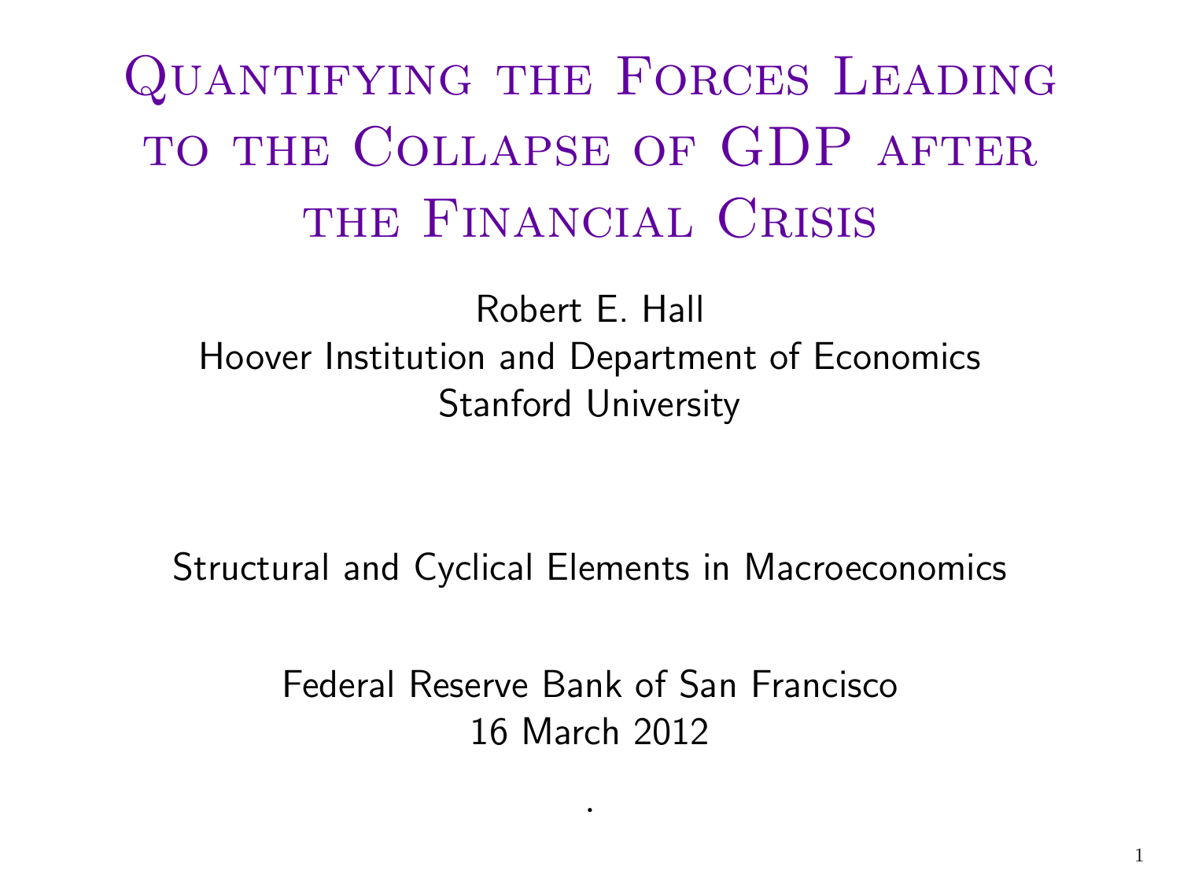# Quantifying the Forces Leading to the Collapse of GDP after the Financial Crisis

Robert E. Hall
Hoover Institution and Department of Economics
Stanford University

Structural and Cyclical Elements in Macroeconomics

Federal Reserve Bank of San Francisco
16 March 2012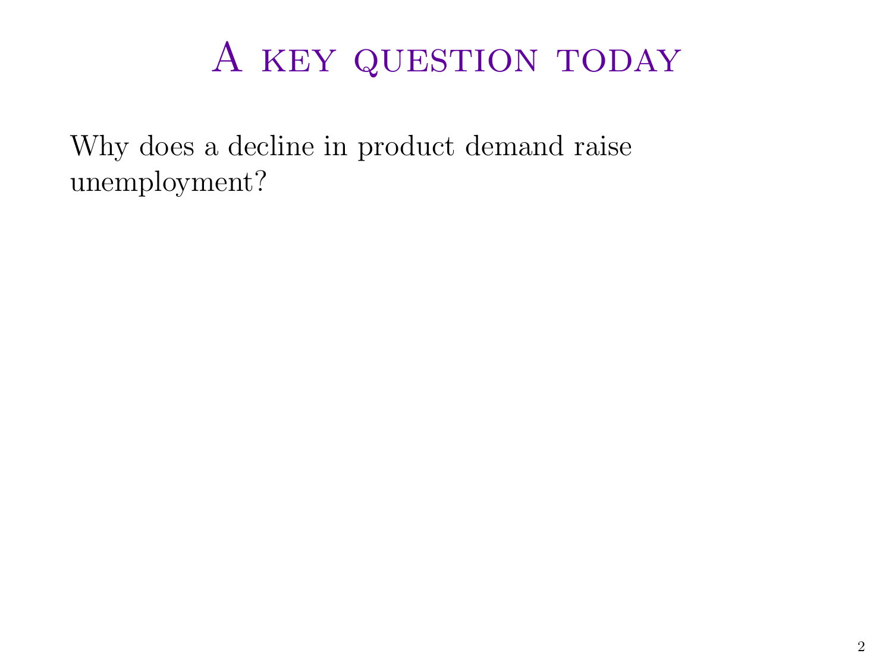# A key question today

Why does a decline in product demand raise unemployment?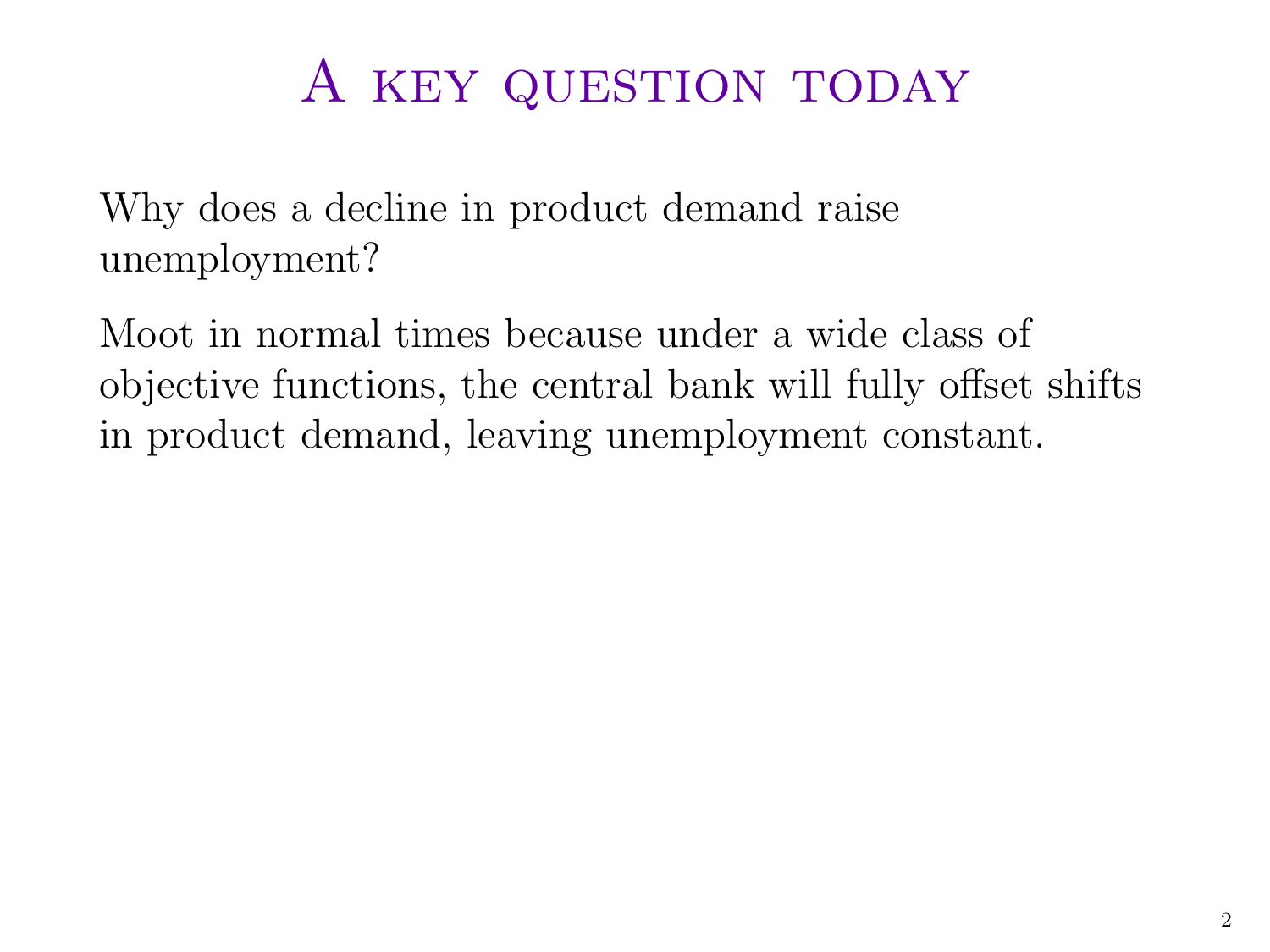# A key question today

Why does a decline in product demand raise unemployment?

Moot in normal times because under a wide class of objective functions, the central bank will fully offset shifts in product demand, leaving unemployment constant.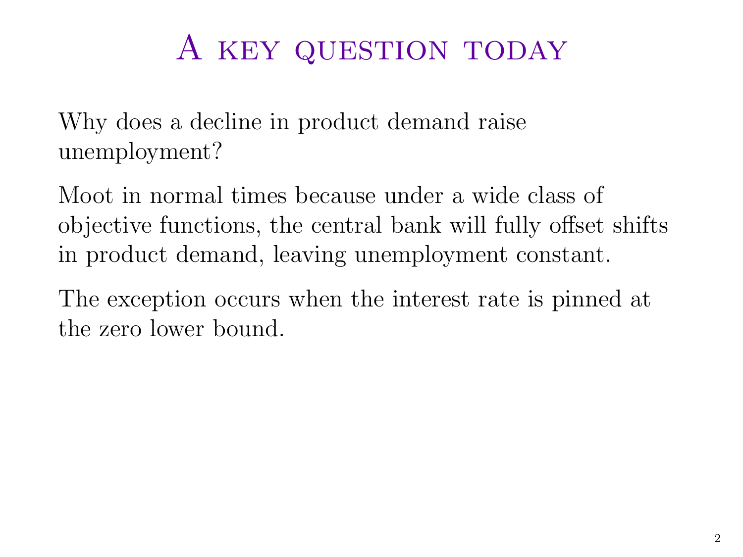# A key question today

Why does a decline in product demand raise unemployment?

Moot in normal times because under a wide class of objective functions, the central bank will fully offset shifts in product demand, leaving unemployment constant.

The exception occurs when the interest rate is pinned at the zero lower bound.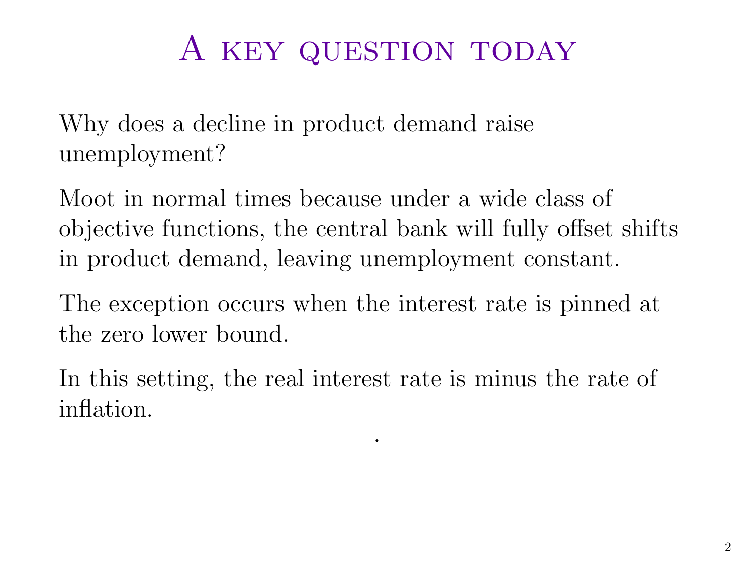# A key question today

Why does a decline in product demand raise unemployment?

Moot in normal times because under a wide class of objective functions, the central bank will fully offset shifts in product demand, leaving unemployment constant.

The exception occurs when the interest rate is pinned at the zero lower bound.

In this setting, the real interest rate is minus the rate of inflation.

.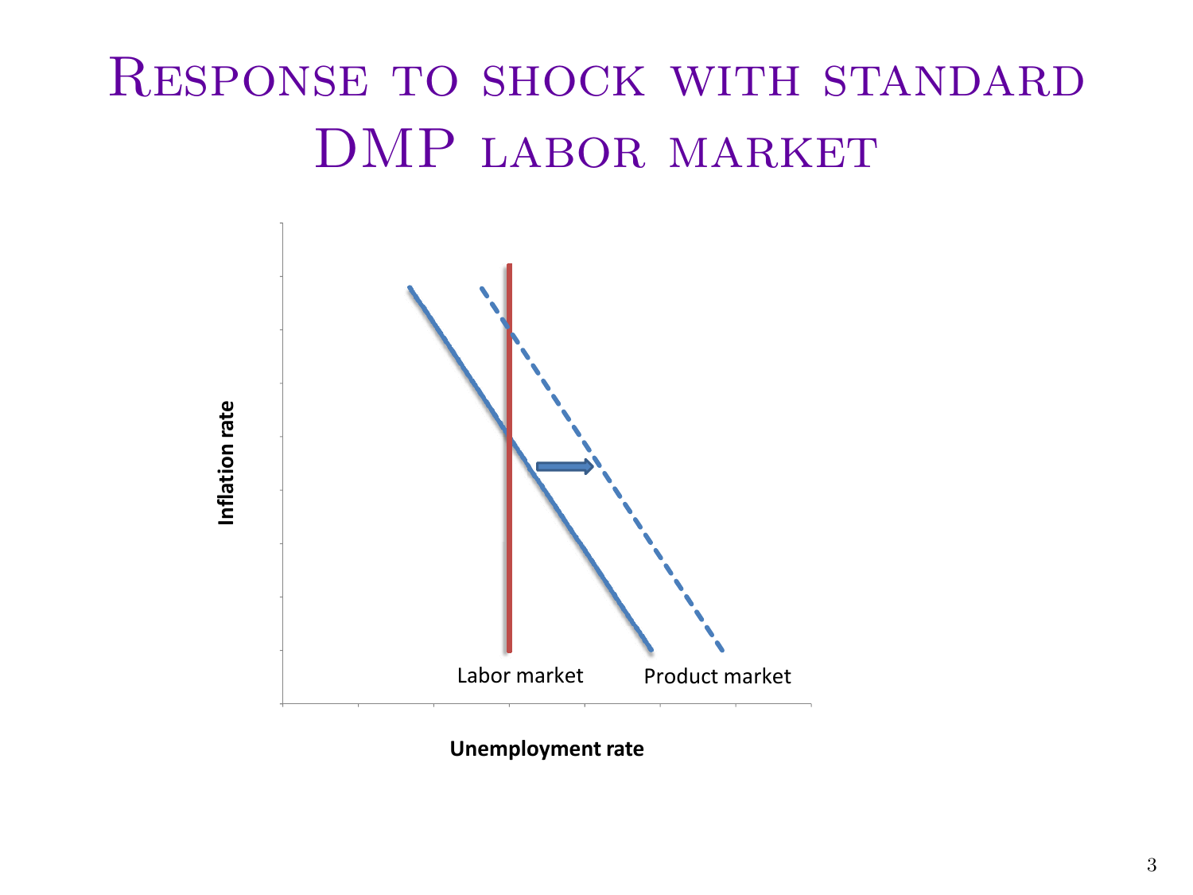# Response to shock with standard DMP labor market

Inflation rate

Labor market

Product market

Unemployment rate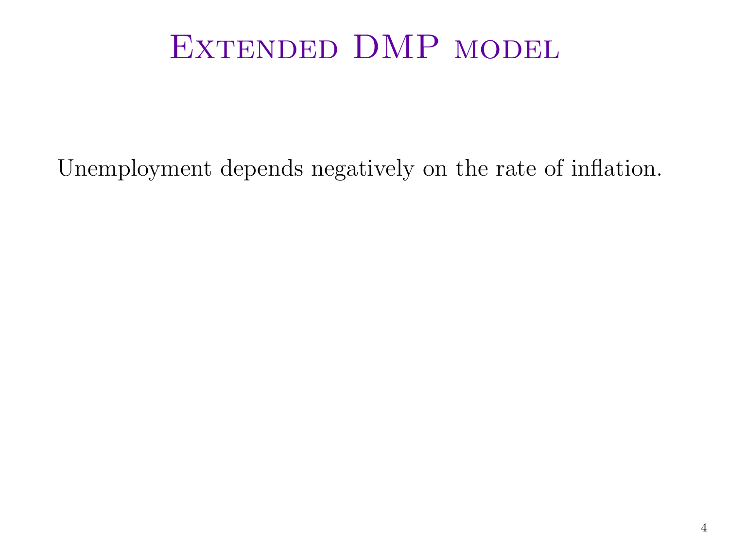# Extended DMP model

Unemployment depends negatively on the rate of inflation.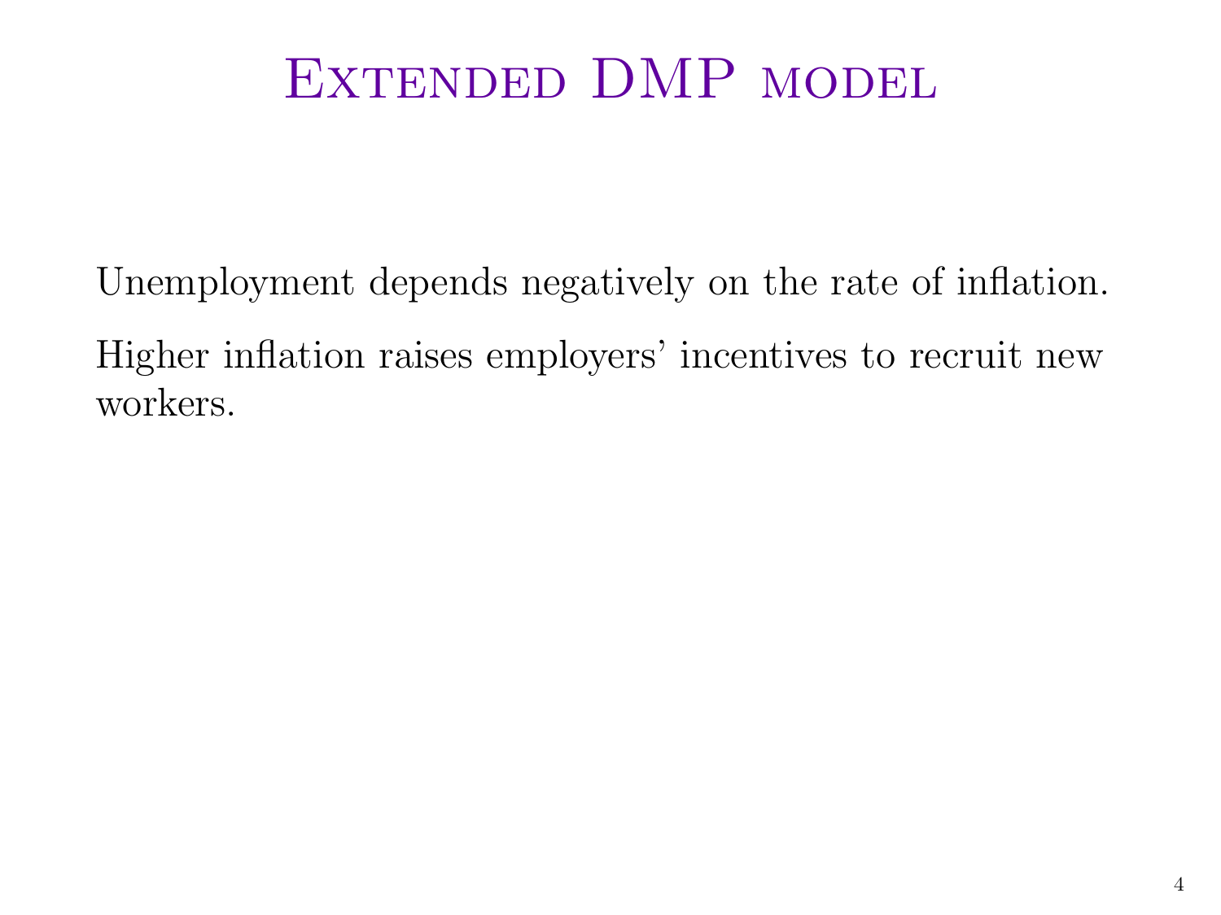# Extended DMP model

Unemployment depends negatively on the rate of inflation.

Higher inflation raises employers' incentives to recruit new workers.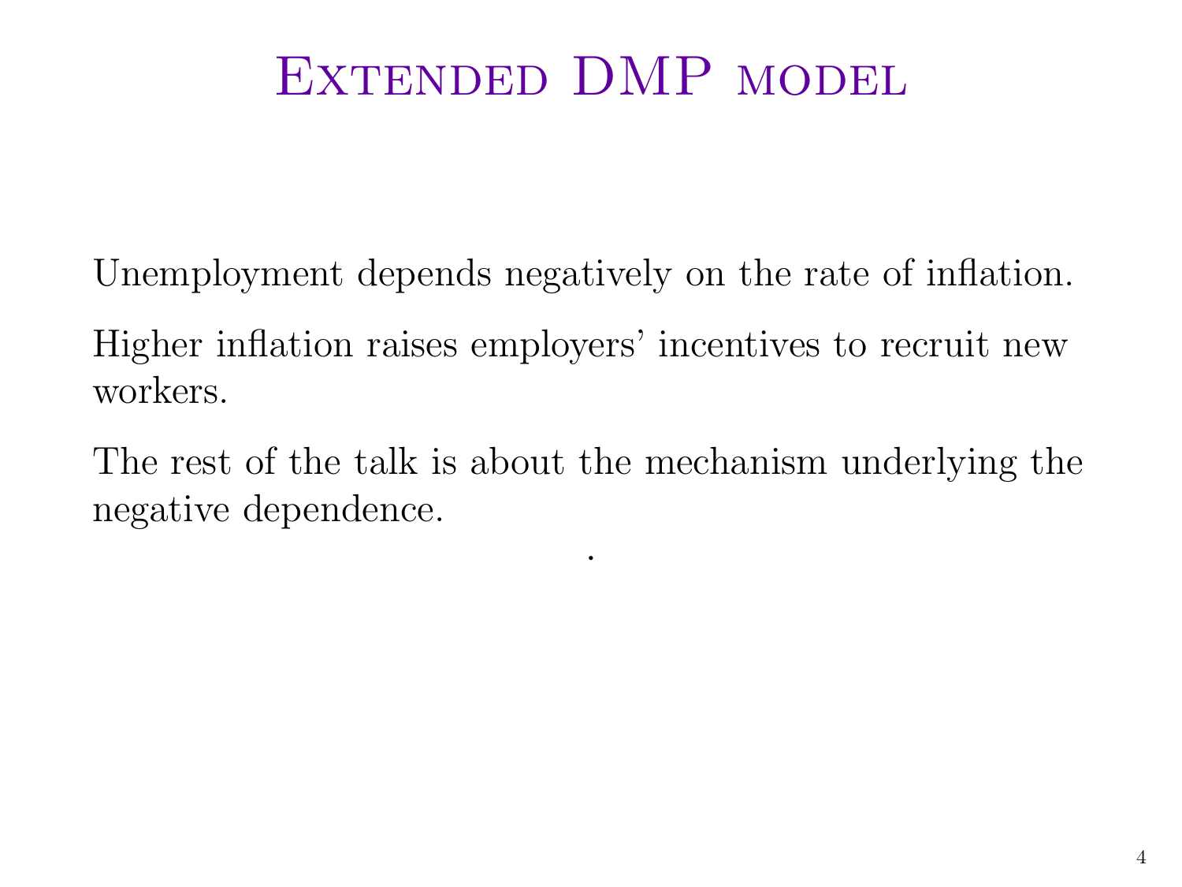# Extended DMP model

Unemployment depends negatively on the rate of inflation.

Higher inflation raises employers' incentives to recruit new workers.

The rest of the talk is about the mechanism underlying the negative dependence.

.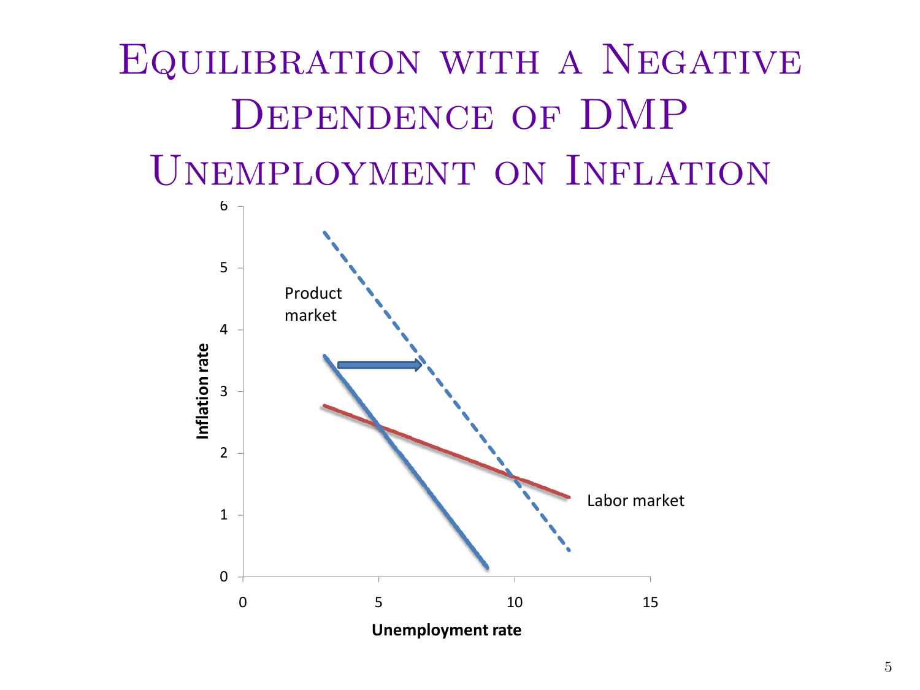# Equilibration with a Negative Dependence of DMP Unemployment on Inflation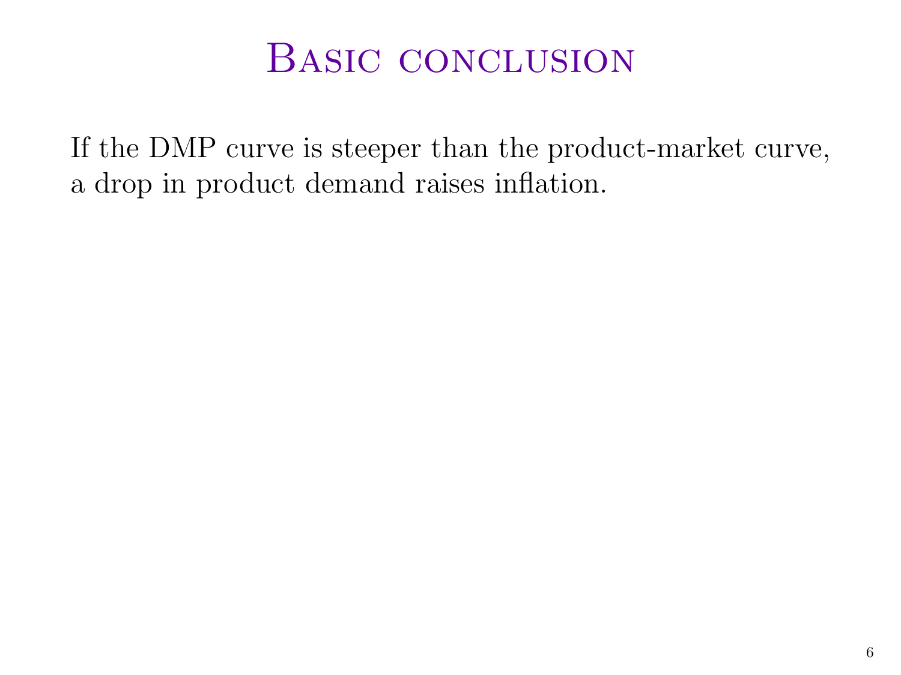# Basic conclusion

If the DMP curve is steeper than the product-market curve, a drop in product demand raises inflation.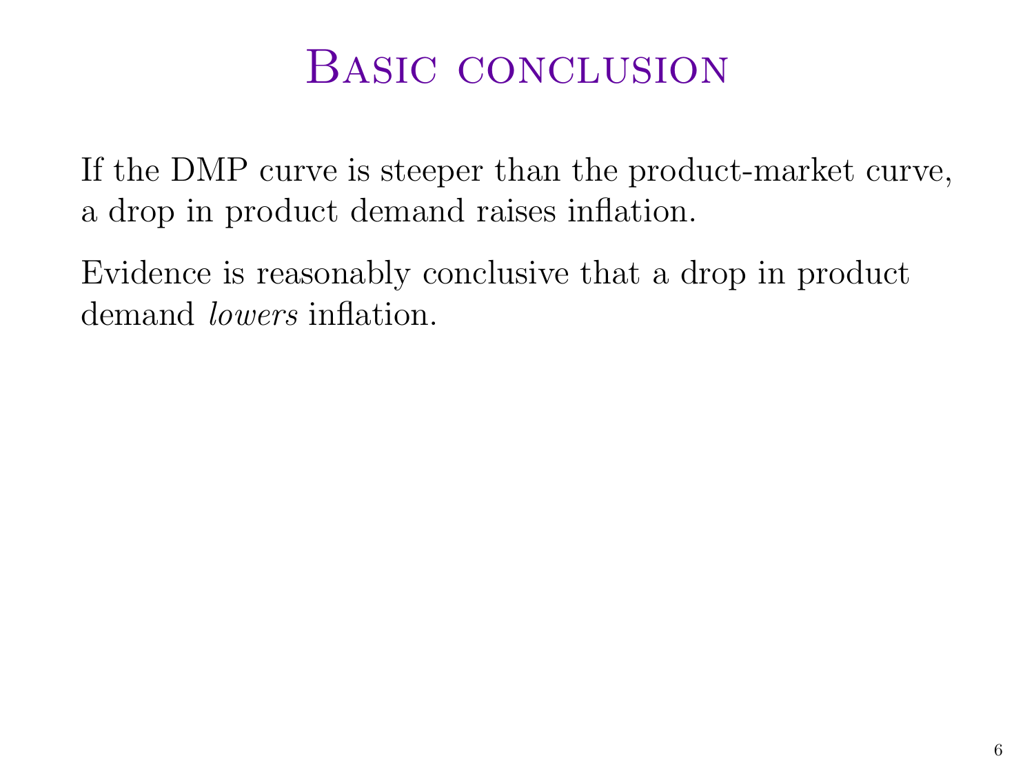# Basic conclusion

If the DMP curve is steeper than the product-market curve, a drop in product demand raises inflation.

Evidence is reasonably conclusive that a drop in product demand *lowers* inflation.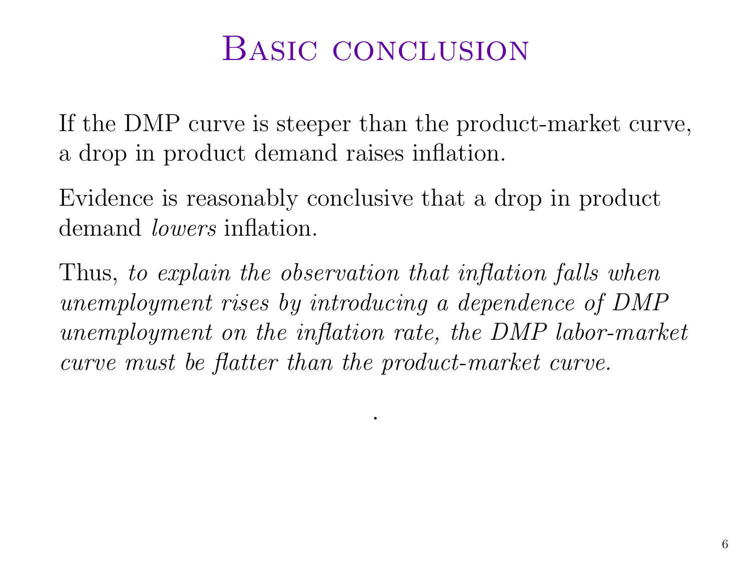# Basic conclusion

If the DMP curve is steeper than the product-market curve, a drop in product demand raises inflation.

Evidence is reasonably conclusive that a drop in product demand *lowers* inflation.

Thus, *to explain the observation that inflation falls when unemployment rises by introducing a dependence of DMP unemployment on the inflation rate, the DMP labor-market curve must be flatter than the product-market curve.*

.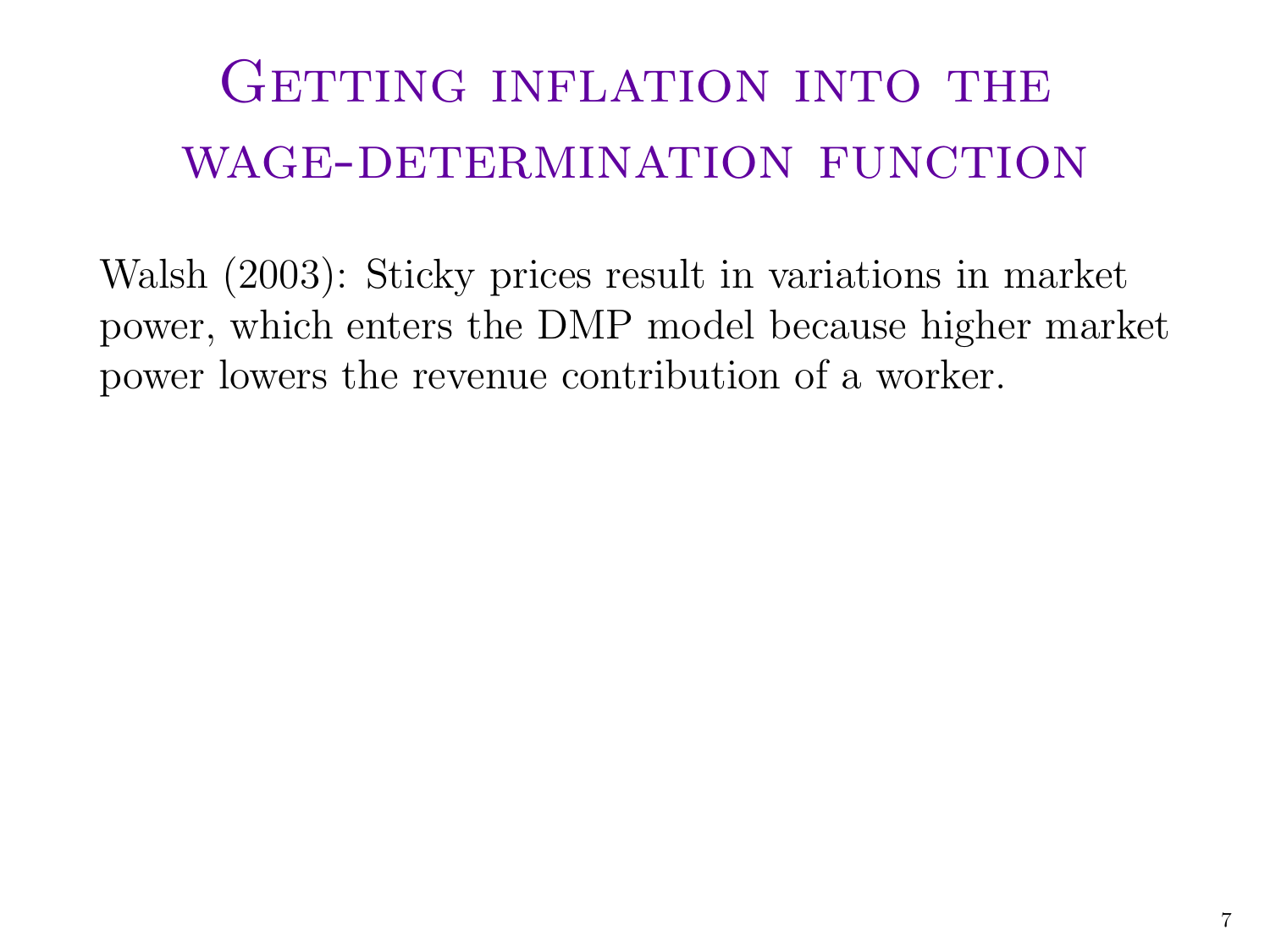# Getting inflation into the wage-determination function

Walsh (2003): Sticky prices result in variations in market power, which enters the DMP model because higher market power lowers the revenue contribution of a worker.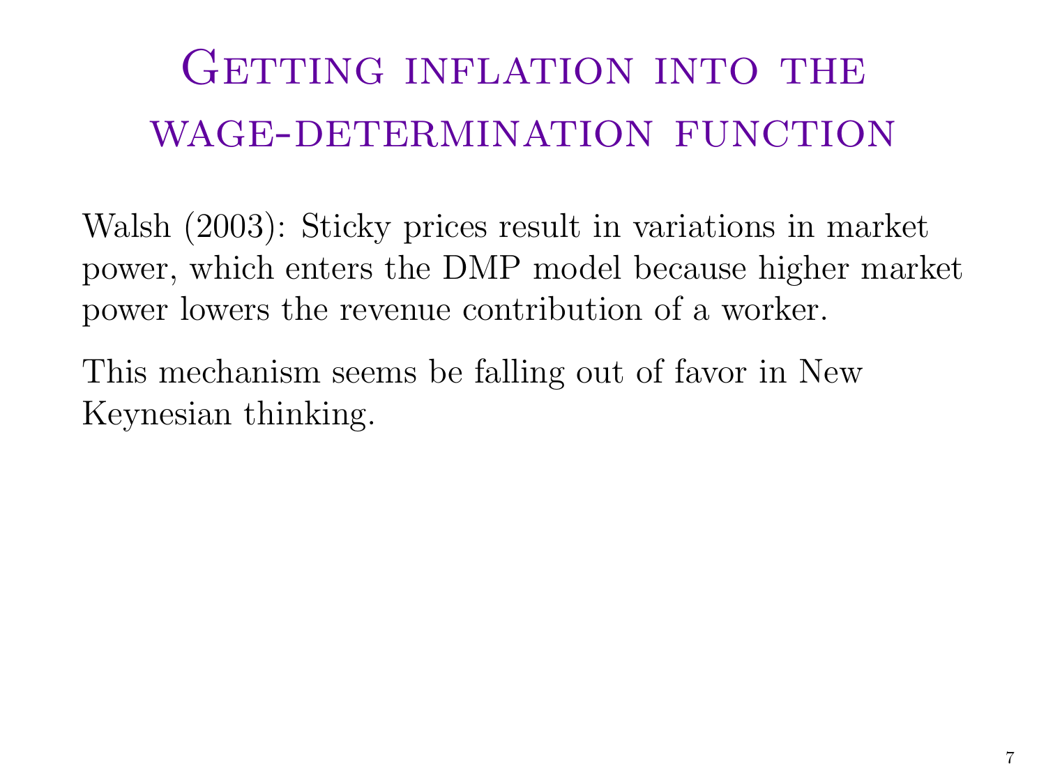# Getting inflation into the wage-determination function

Walsh (2003): Sticky prices result in variations in market power, which enters the DMP model because higher market power lowers the revenue contribution of a worker.

This mechanism seems be falling out of favor in New Keynesian thinking.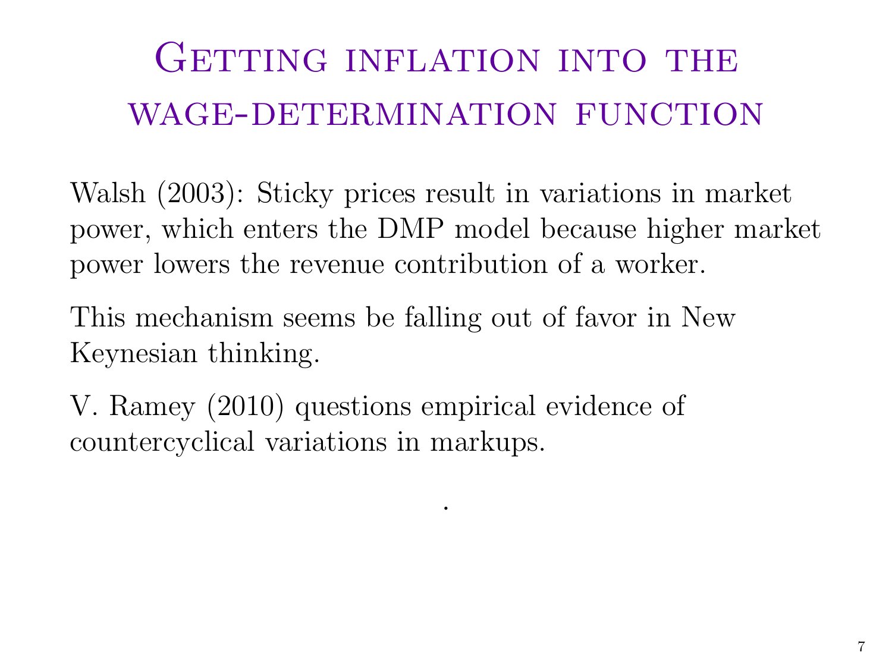# Getting inflation into the wage-determination function

Walsh (2003): Sticky prices result in variations in market power, which enters the DMP model because higher market power lowers the revenue contribution of a worker.

This mechanism seems be falling out of favor in New Keynesian thinking.

V. Ramey (2010) questions empirical evidence of countercyclical variations in markups.

.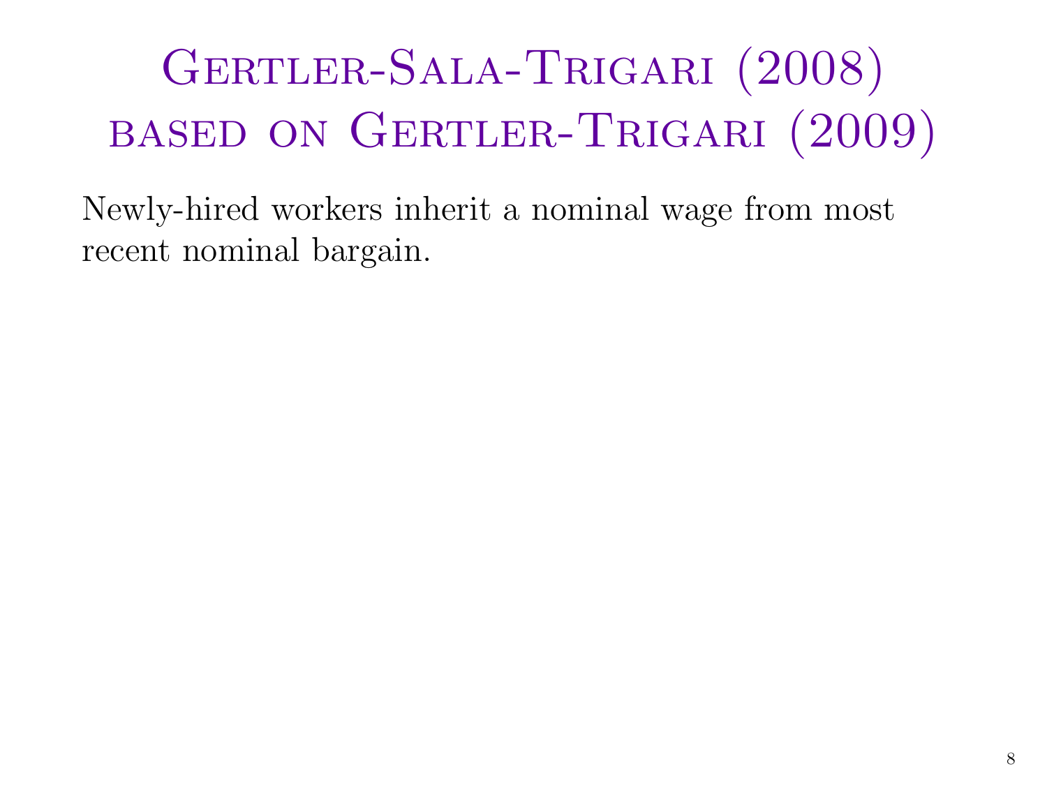# Gertler-Sala-Trigari (2008) based on Gertler-Trigari (2009)

Newly-hired workers inherit a nominal wage from most recent nominal bargain.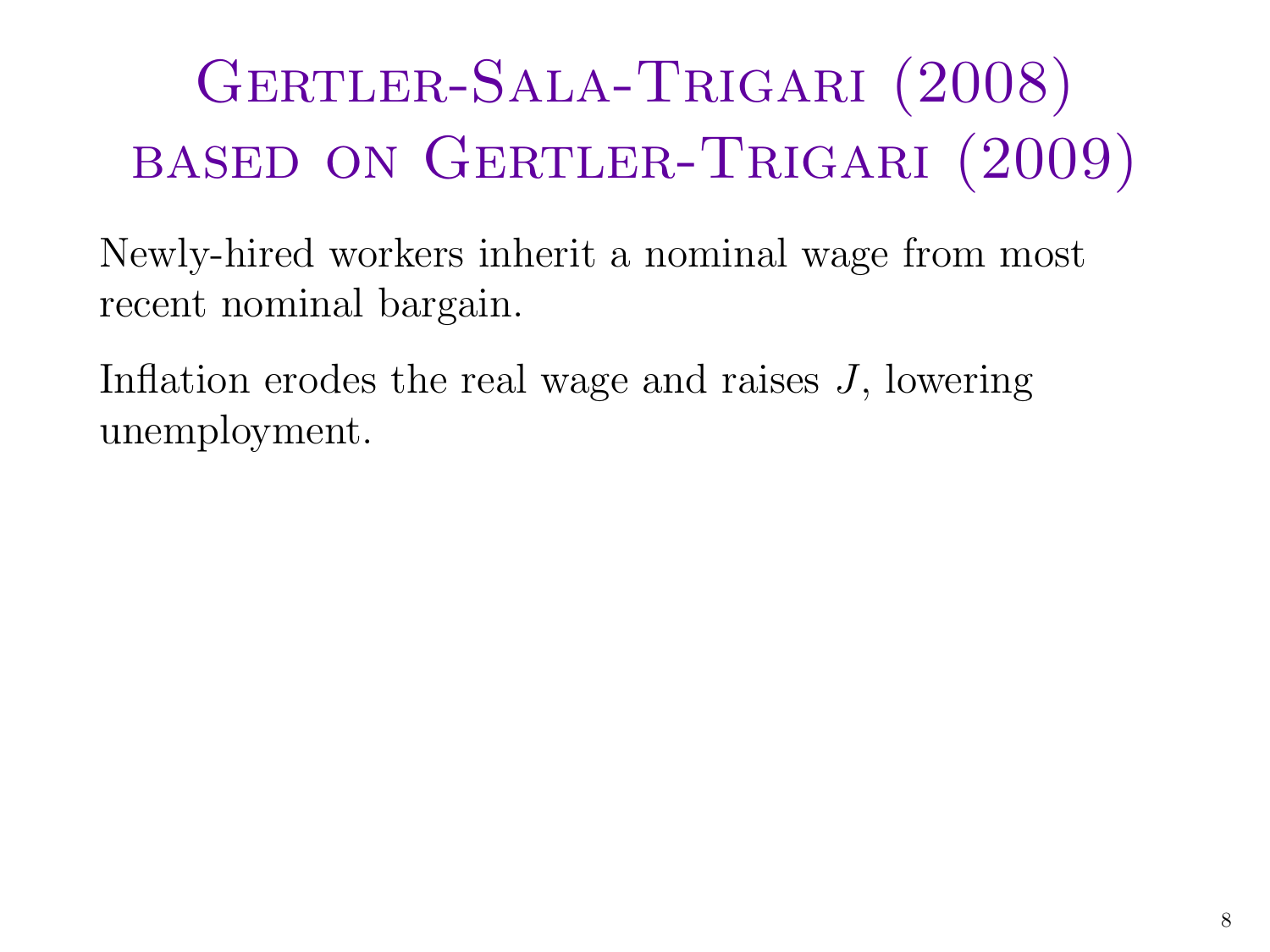# Gertler-Sala-Trigari (2008) based on Gertler-Trigari (2009)

Newly-hired workers inherit a nominal wage from most recent nominal bargain.

Inflation erodes the real wage and raises $J$, lowering unemployment.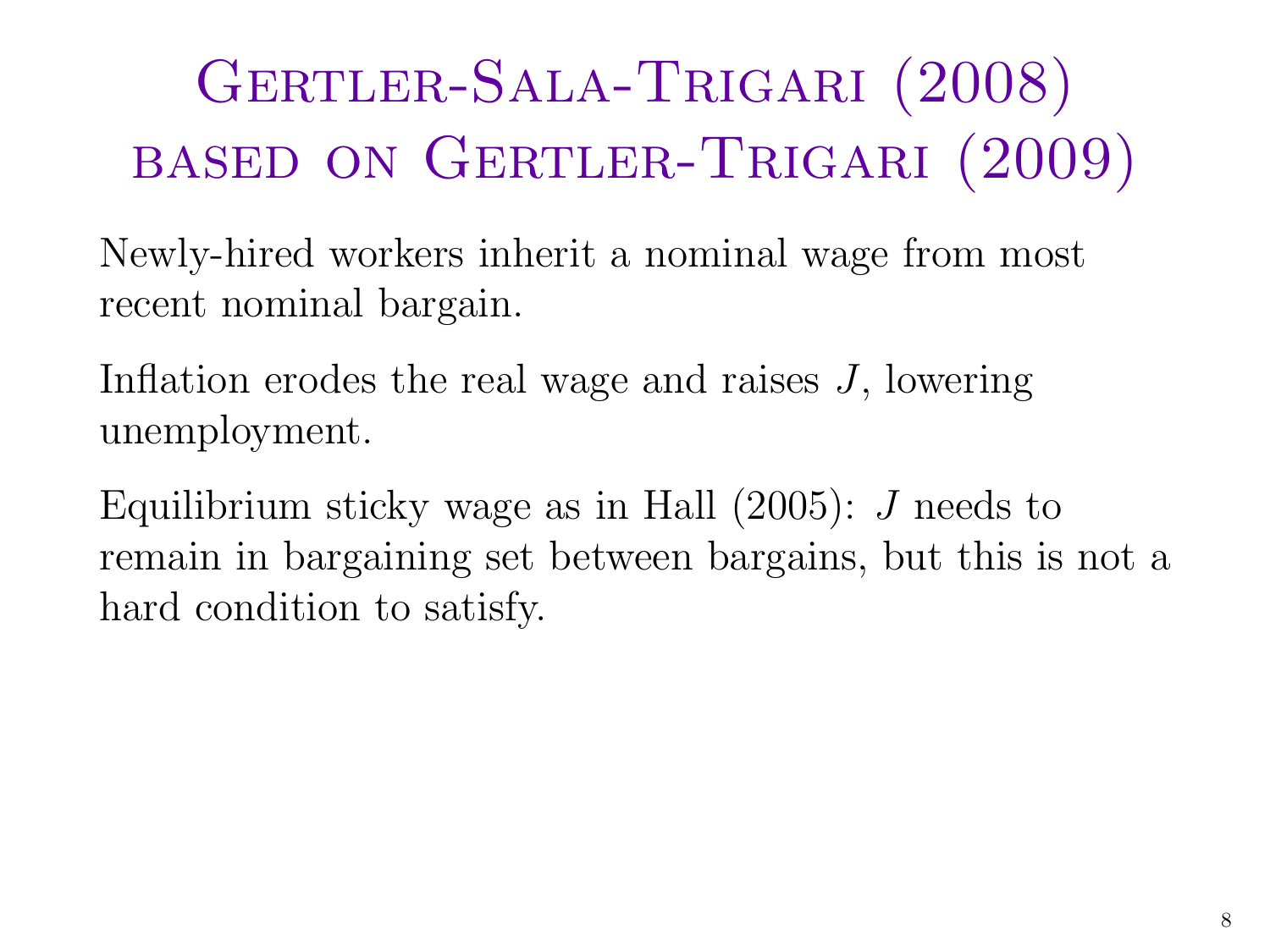# Gertler-Sala-Trigari (2008) based on Gertler-Trigari (2009)

Newly-hired workers inherit a nominal wage from most recent nominal bargain.

Inflation erodes the real wage and raises $J$, lowering unemployment.

Equilibrium sticky wage as in Hall (2005): $J$ needs to remain in bargaining set between bargains, but this is not a hard condition to satisfy.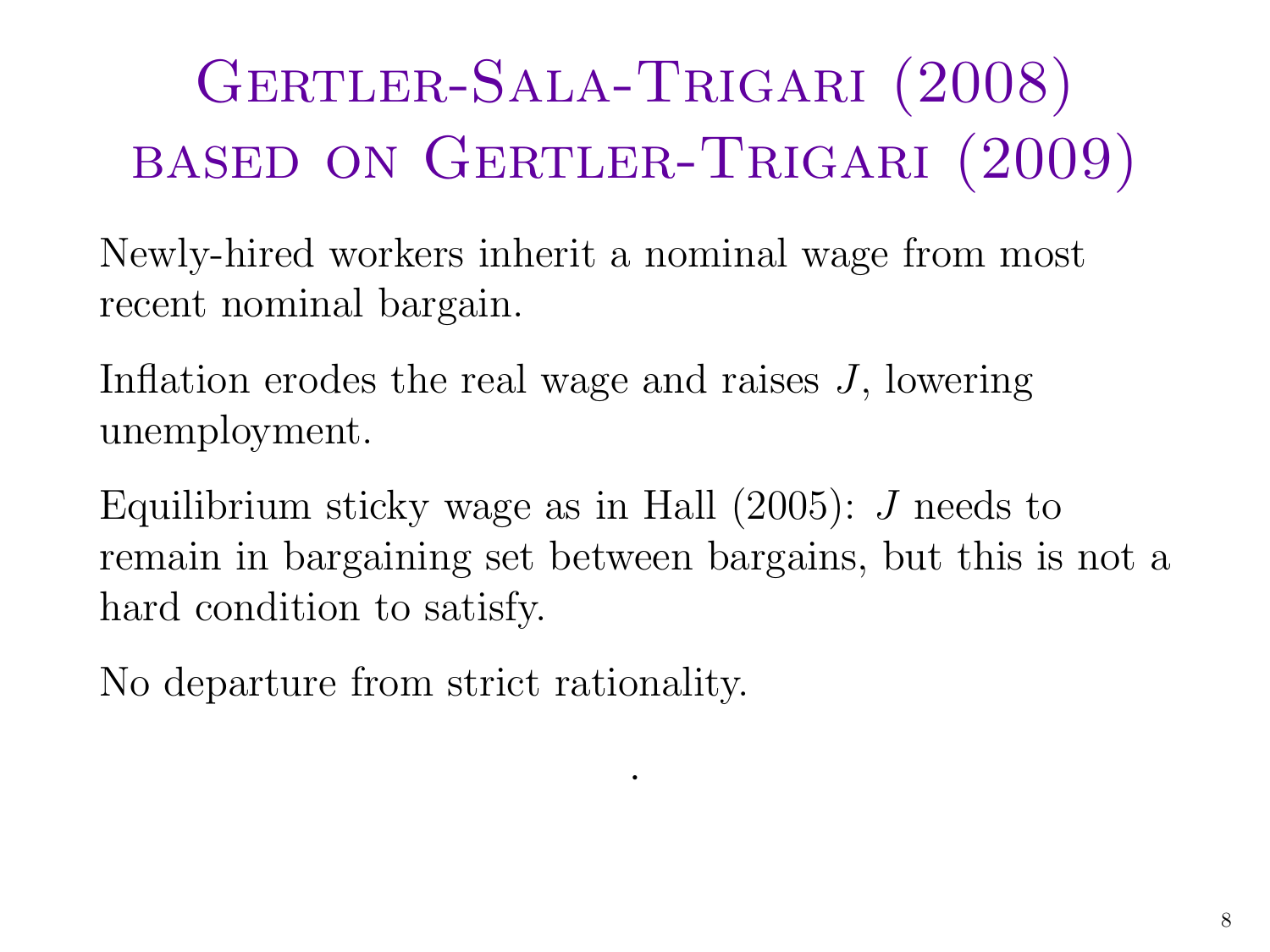# Gertler-Sala-Trigari (2008) based on Gertler-Trigari (2009)

Newly-hired workers inherit a nominal wage from most recent nominal bargain.

Inflation erodes the real wage and raises $J$, lowering unemployment.

Equilibrium sticky wage as in Hall (2005): $J$ needs to remain in bargaining set between bargains, but this is not a hard condition to satisfy.

No departure from strict rationality.

.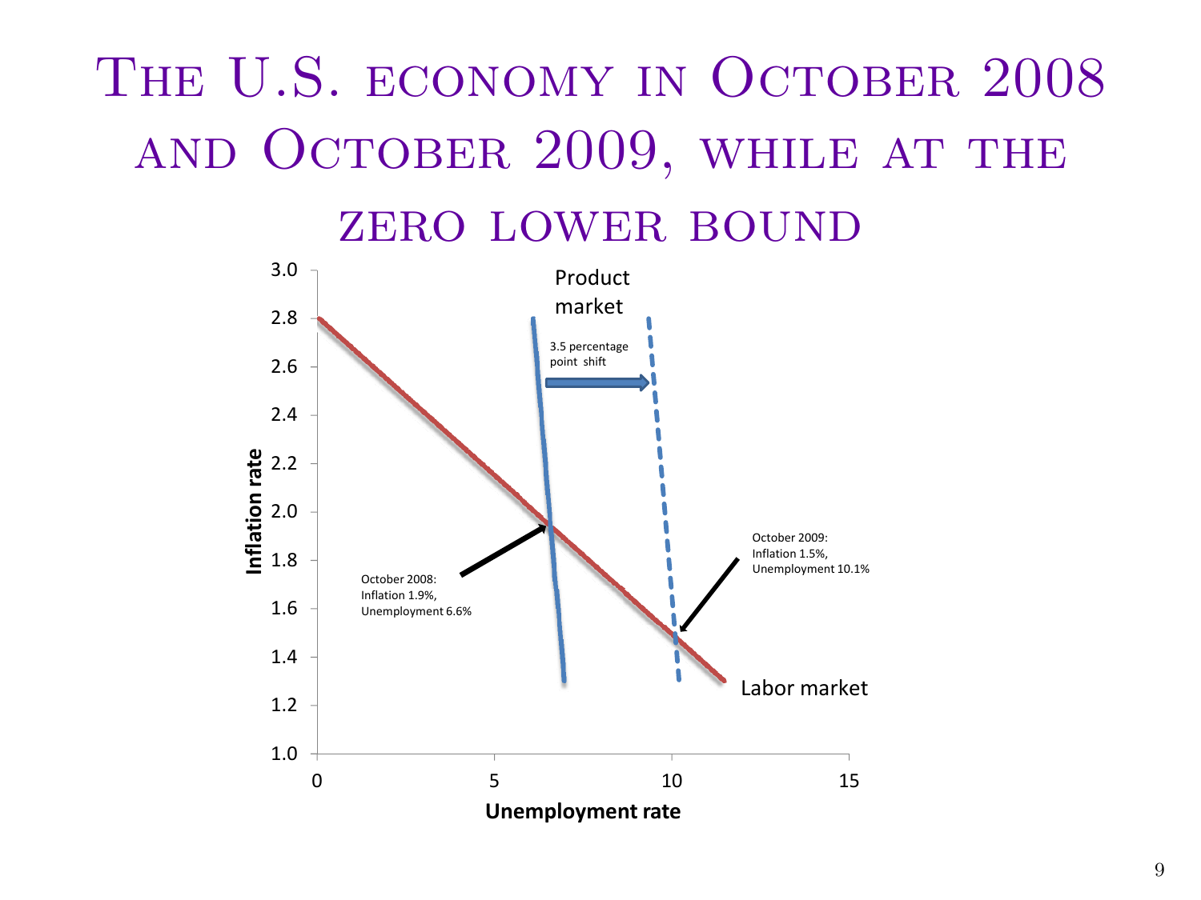# The U.S. economy in October 2008 and October 2009, while at the zero lower bound

Product market

3.5 percentage point shift

October 2008: Inflation 1.9%, Unemployment 6.6%

October 2009: Inflation 1.5%, Unemployment 10.1%

Labor market

Inflation rate

Unemployment rate

3.0
2.8
2.6
2.4
2.2
2.0
1.8
1.6
1.4
1.2
1.0

0 5 10 15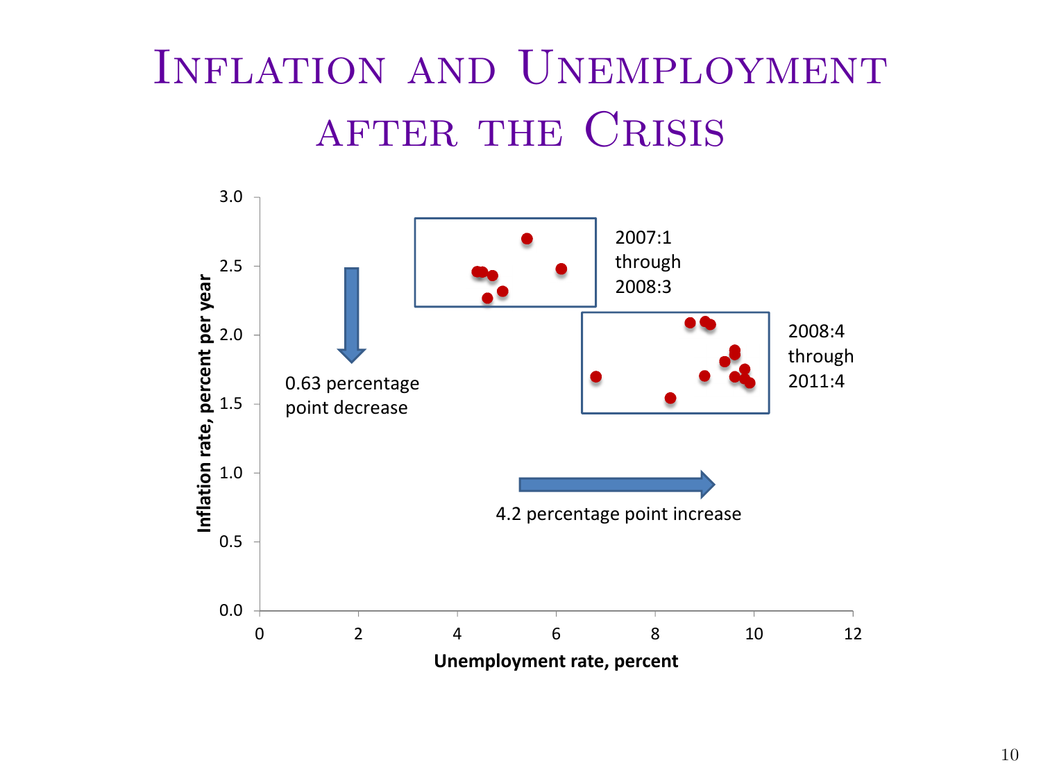# Inflation and Unemployment after the Crisis

Inflation rate, percent per year

3.0
2.5
2.0
1.5
1.0
0.5
0.0

0 2 4 6 8 10 12

Unemployment rate, percent

2007:1 through 2008:3

2008:4 through 2011:4

0.63 percentage point decrease

4.2 percentage point increase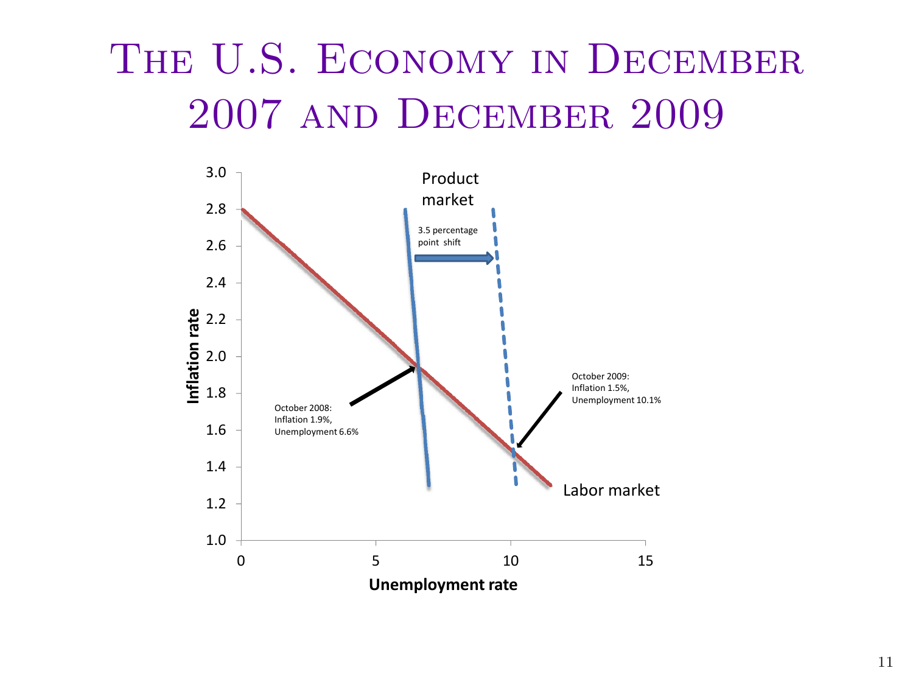# The U.S. Economy in December 2007 and December 2009

Product market

3.5 percentage point shift

October 2008: Inflation 1.9%, Unemployment 6.6%

October 2009: Inflation 1.5%, Unemployment 10.1%

Labor market

Inflation rate

Unemployment rate

3.0, 2.8, 2.6, 2.4, 2.2, 2.0, 1.8, 1.6, 1.4, 1.2, 1.0

0, 5, 10, 15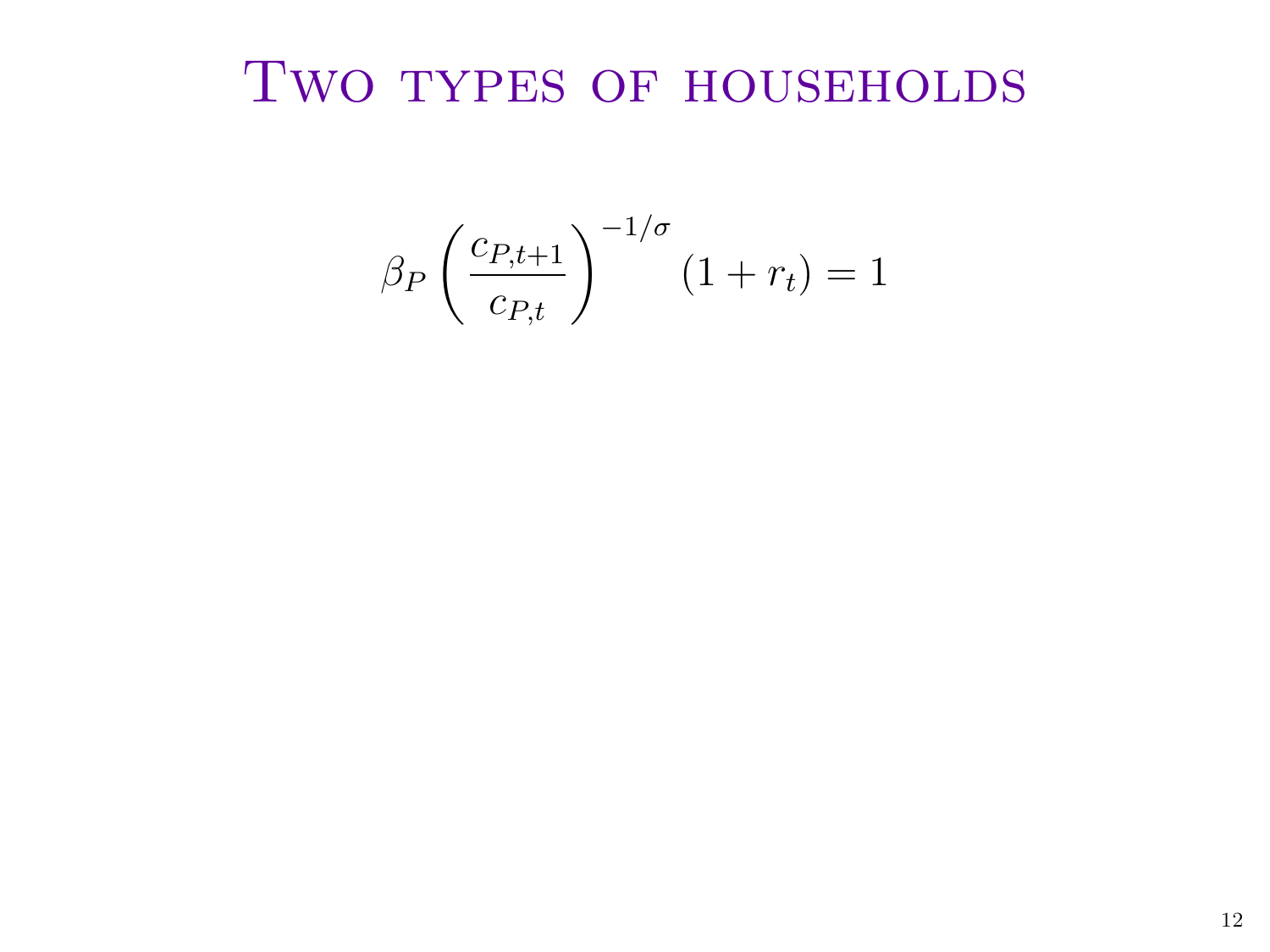# Two types of households

$$\beta_P \left( \frac{c_{P,t+1}}{c_{P,t}} \right)^{-1/\sigma} (1 + r_t) = 1$$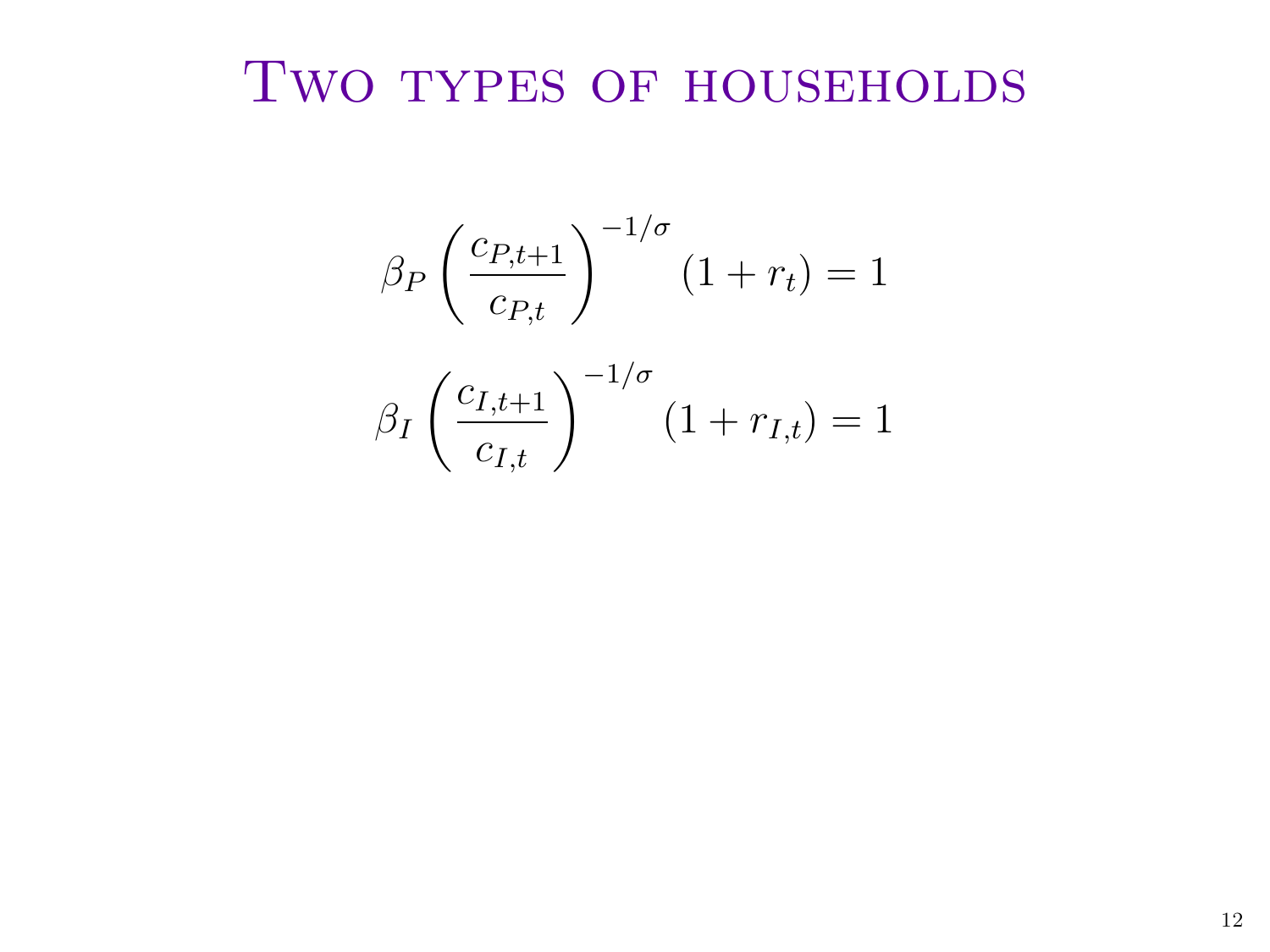# Two types of households

$$\beta_P \left( \frac{c_{P,t+1}}{c_{P,t}} \right)^{-1/\sigma} (1 + r_t) = 1$$

$$\beta_I \left( \frac{c_{I,t+1}}{c_{I,t}} \right)^{-1/\sigma} (1 + r_{I,t}) = 1$$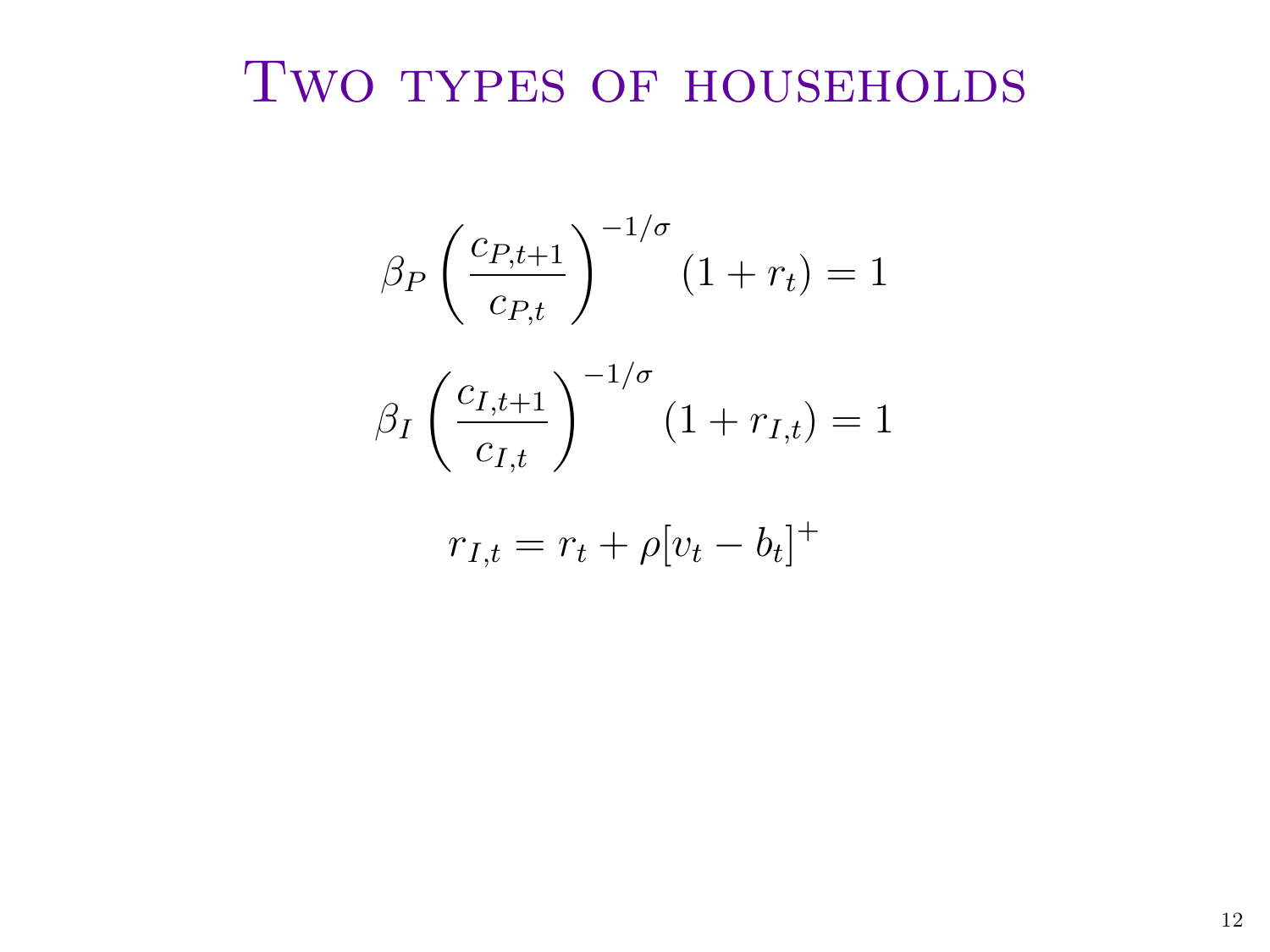# Two types of households

$$\beta_P \left( \frac{c_{P,t+1}}{c_{P,t}} \right)^{-1/\sigma} (1 + r_t) = 1$$

$$\beta_I \left( \frac{c_{I,t+1}}{c_{I,t}} \right)^{-1/\sigma} (1 + r_{I,t}) = 1$$

$$r_{I,t} = r_t + \rho [v_t - b_t]^+$$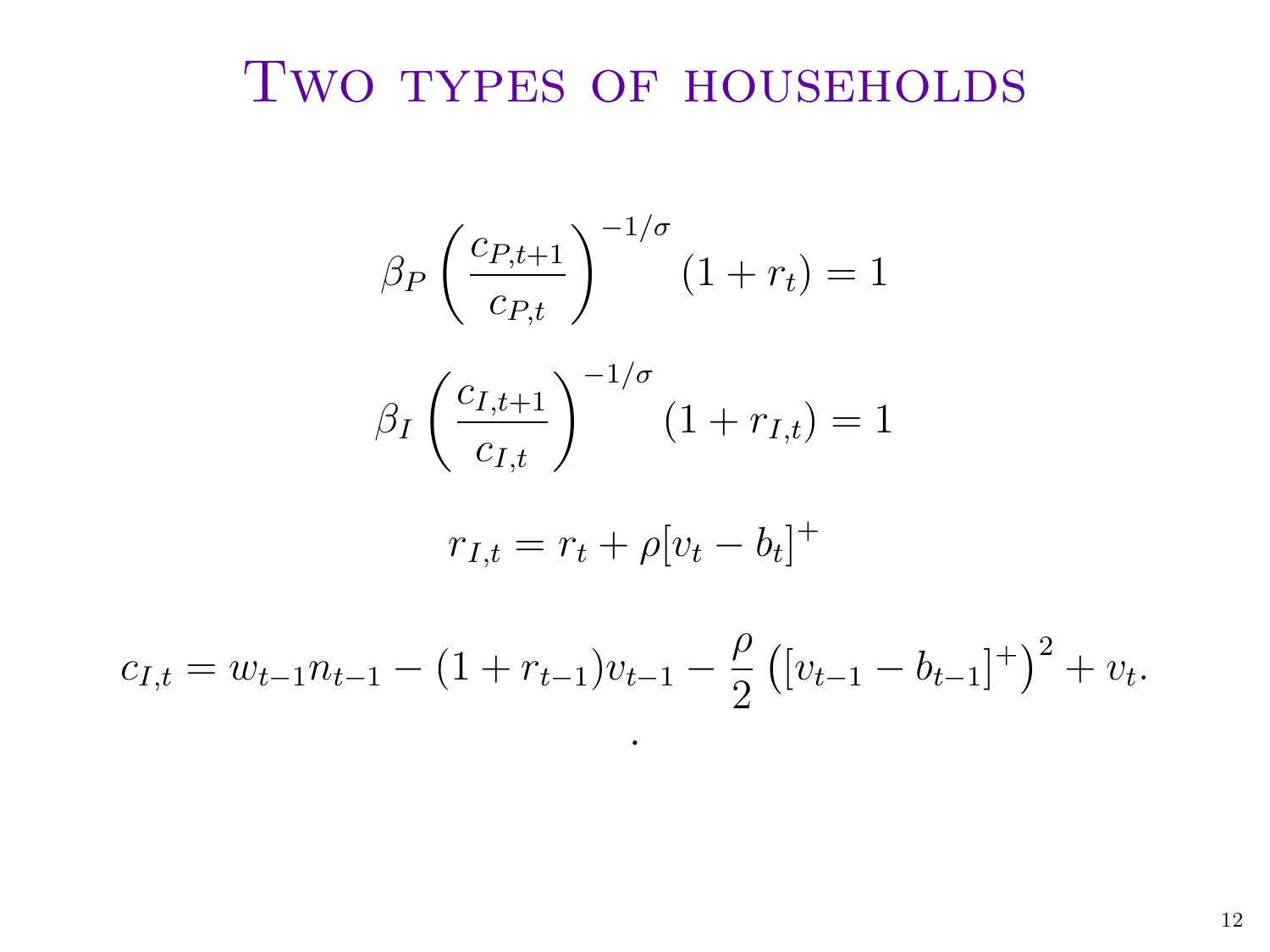# Two types of households

$$\beta_P \left( \frac{c_{P,t+1}}{c_{P,t}} \right)^{-1/\sigma} (1 + r_t) = 1$$

$$\beta_I \left( \frac{c_{I,t+1}}{c_{I,t}} \right)^{-1/\sigma} (1 + r_{I,t}) = 1$$

$$r_{I,t} = r_t + \rho [v_t - b_t]^+$$

$$c_{I,t} = w_{t-1} n_{t-1} - (1 + r_{t-1}) v_{t-1} - \frac{\rho}{2} \left( [v_{t-1} - b_{t-1}]^+ \right)^2 + v_t.$$

.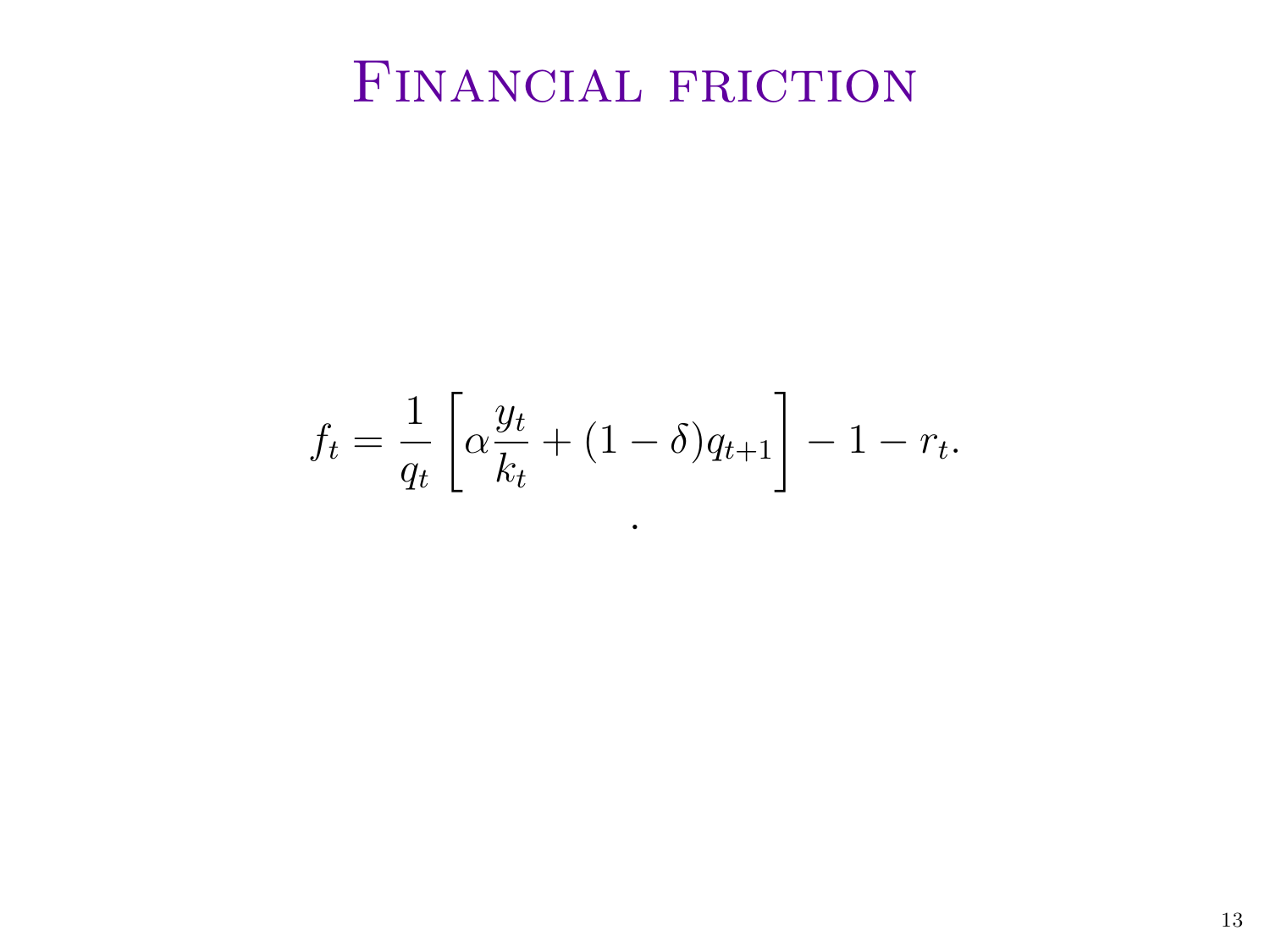# Financial friction

$$f_t = \frac{1}{q_t}\left[\alpha\frac{y_t}{k_t} + (1-\delta)q_{t+1}\right] - 1 - r_t.$$

.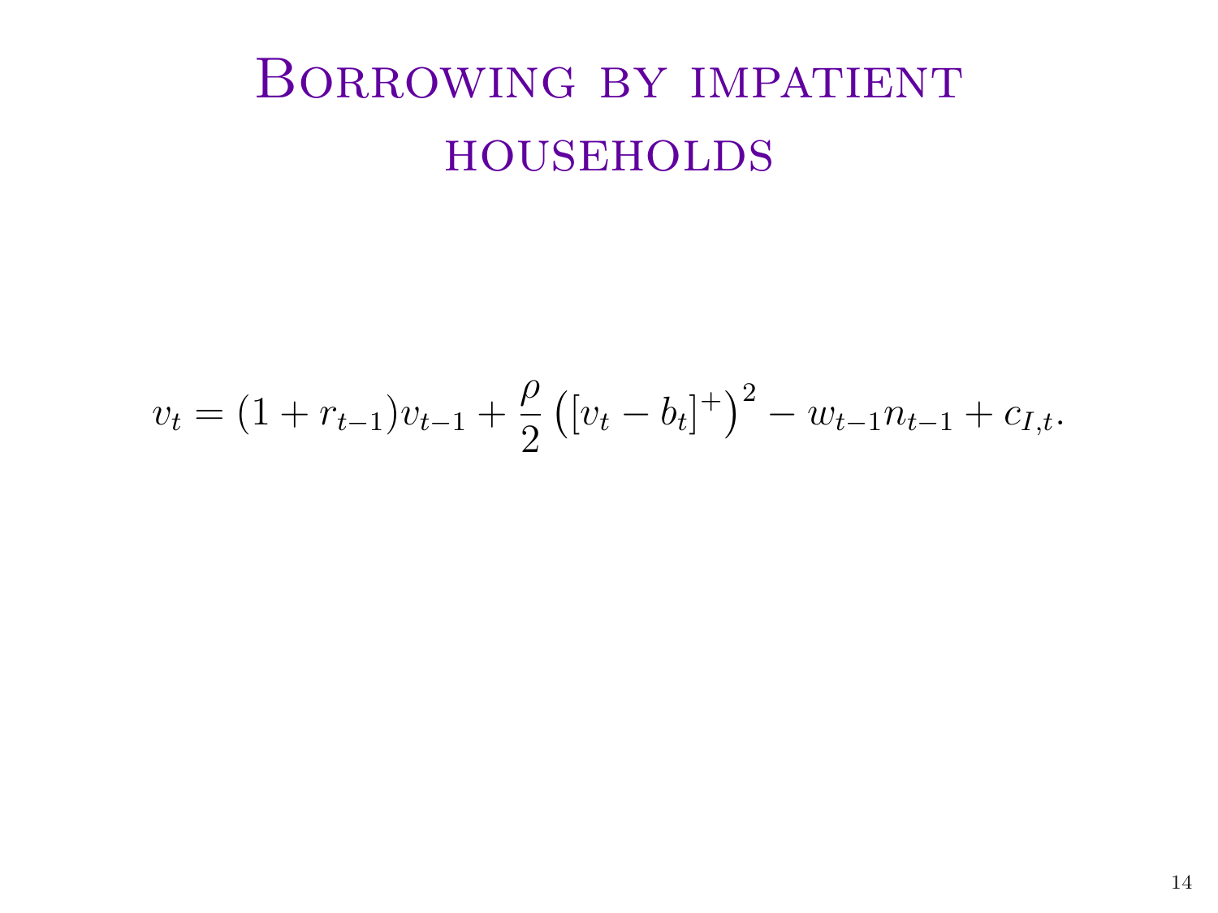# Borrowing by impatient households

$$v_t = (1 + r_{t-1})v_{t-1} + \frac{\rho}{2}\left([v_t - b_t]^+\right)^2 - w_{t-1}n_{t-1} + c_{I,t}.$$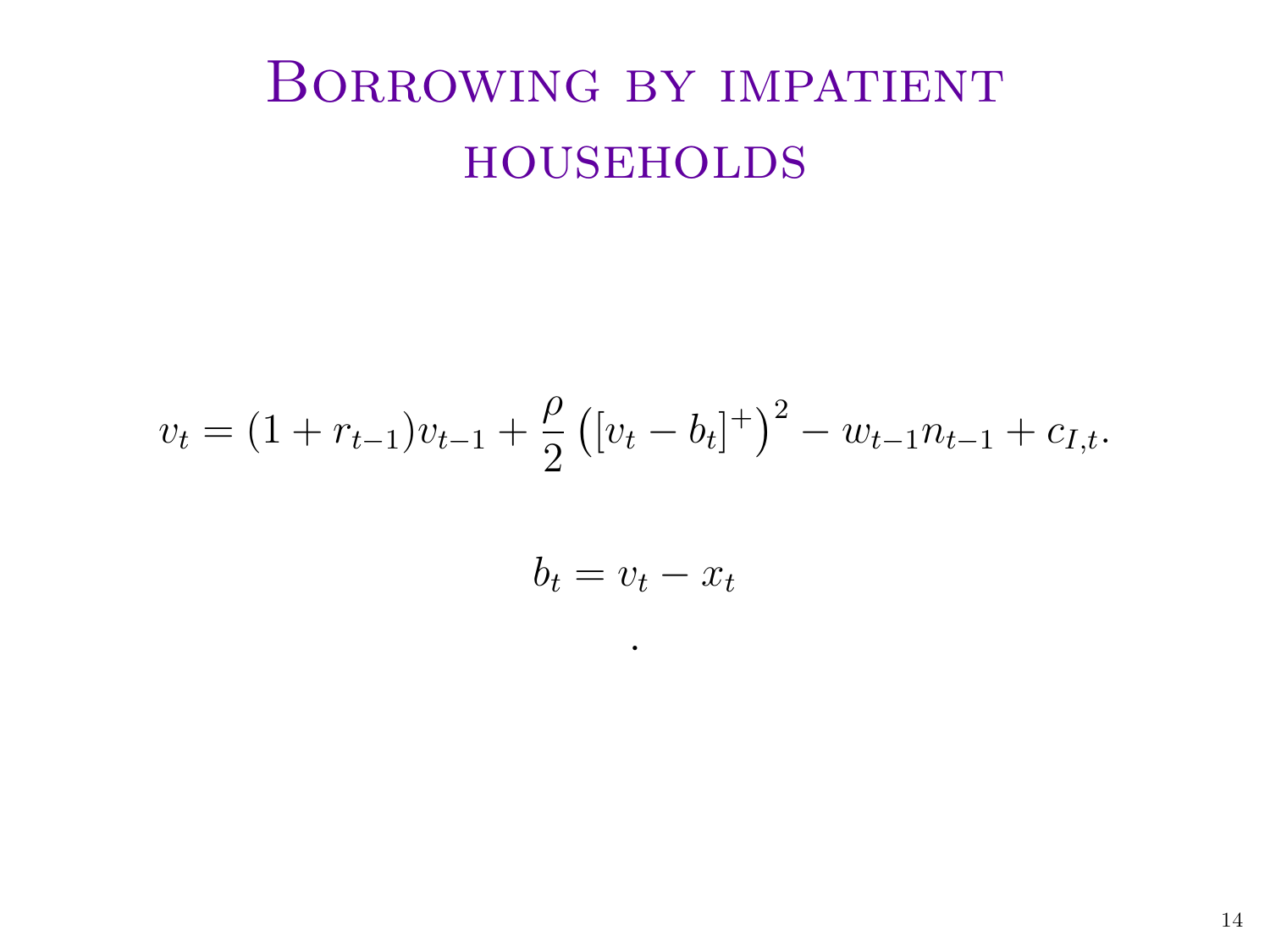# Borrowing by impatient households

$$v_t = (1 + r_{t-1})v_{t-1} + \frac{\rho}{2}\left([v_t - b_t]^+\right)^2 - w_{t-1}n_{t-1} + c_{I,t}.$$

$$b_t = v_t - x_t$$

.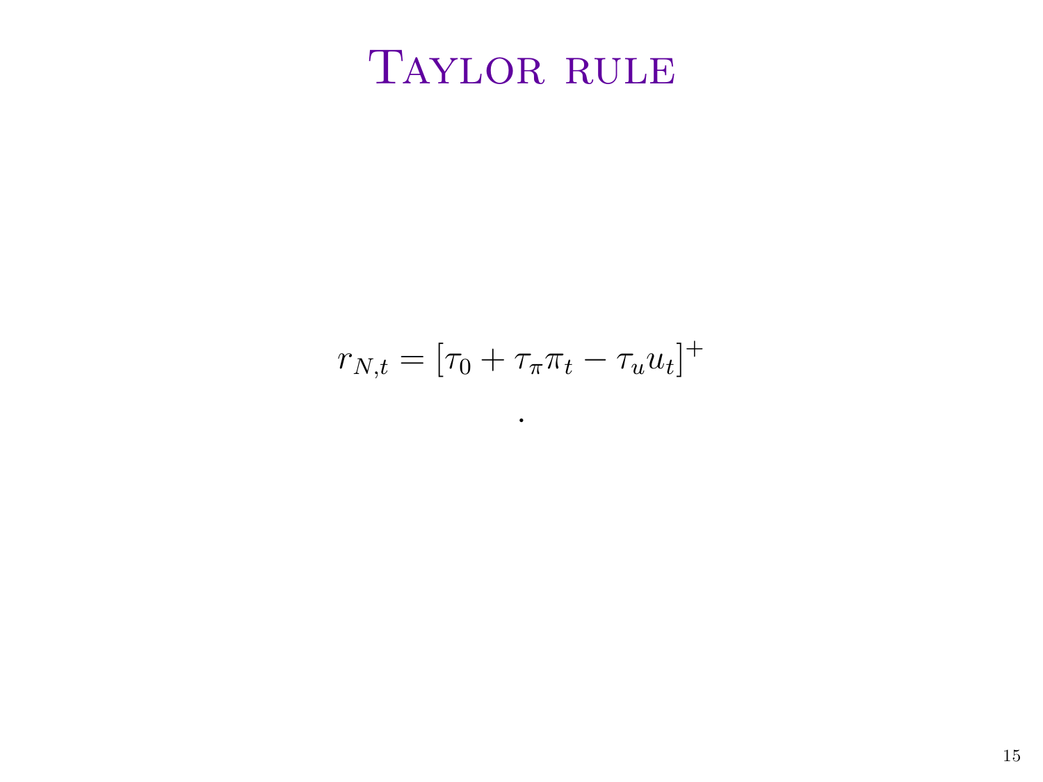# Taylor rule

$$r_{N,t} = [\tau_0 + \tau_\pi \pi_t - \tau_u u_t]^+$$

.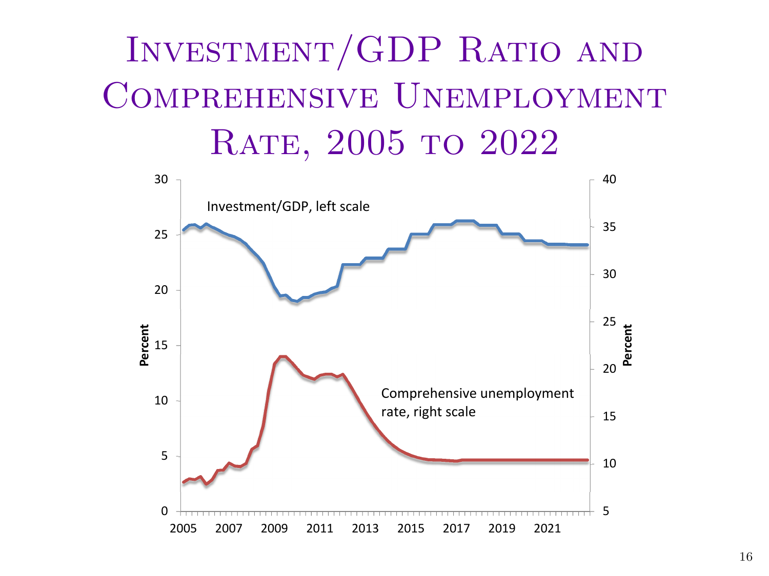# Investment/GDP Ratio and Comprehensive Unemployment Rate, 2005 to 2022

Investment/GDP, left scale

Comprehensive unemployment rate, right scale

Percent (left axis: 0, 5, 10, 15, 20, 25, 30)

Percent (right axis: 5, 10, 15, 20, 25, 30, 35, 40)

2005 2007 2009 2011 2013 2015 2017 2019 2021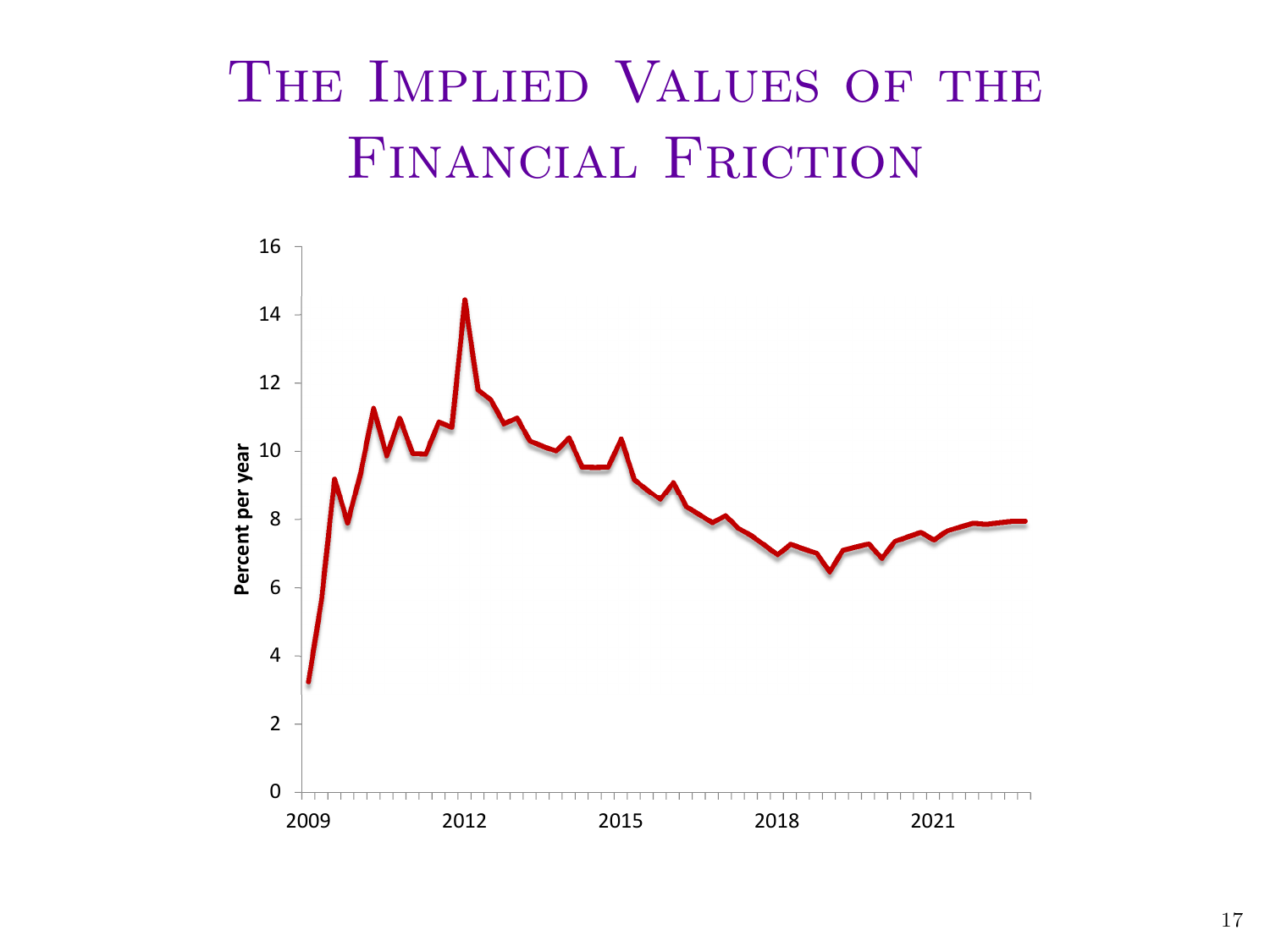# The Implied Values of the Financial Friction

Percent per year

16
14
12
10
8
6
4
2
0

2009 2012 2015 2018 2021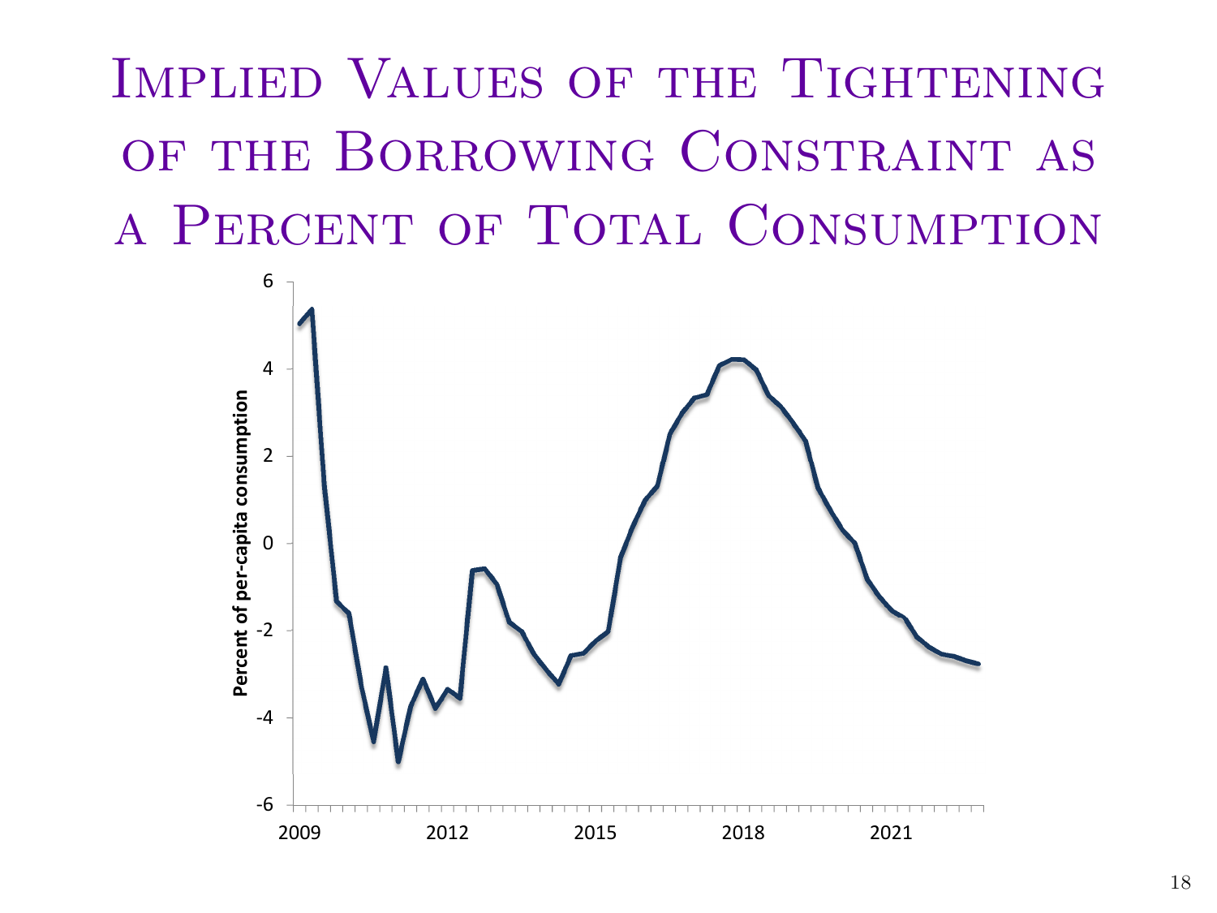# Implied Values of the Tightening of the Borrowing Constraint as a Percent of Total Consumption

Percent of per-capita consumption

6

4

2

0

-2

-4

-6

2009 2012 2015 2018 2021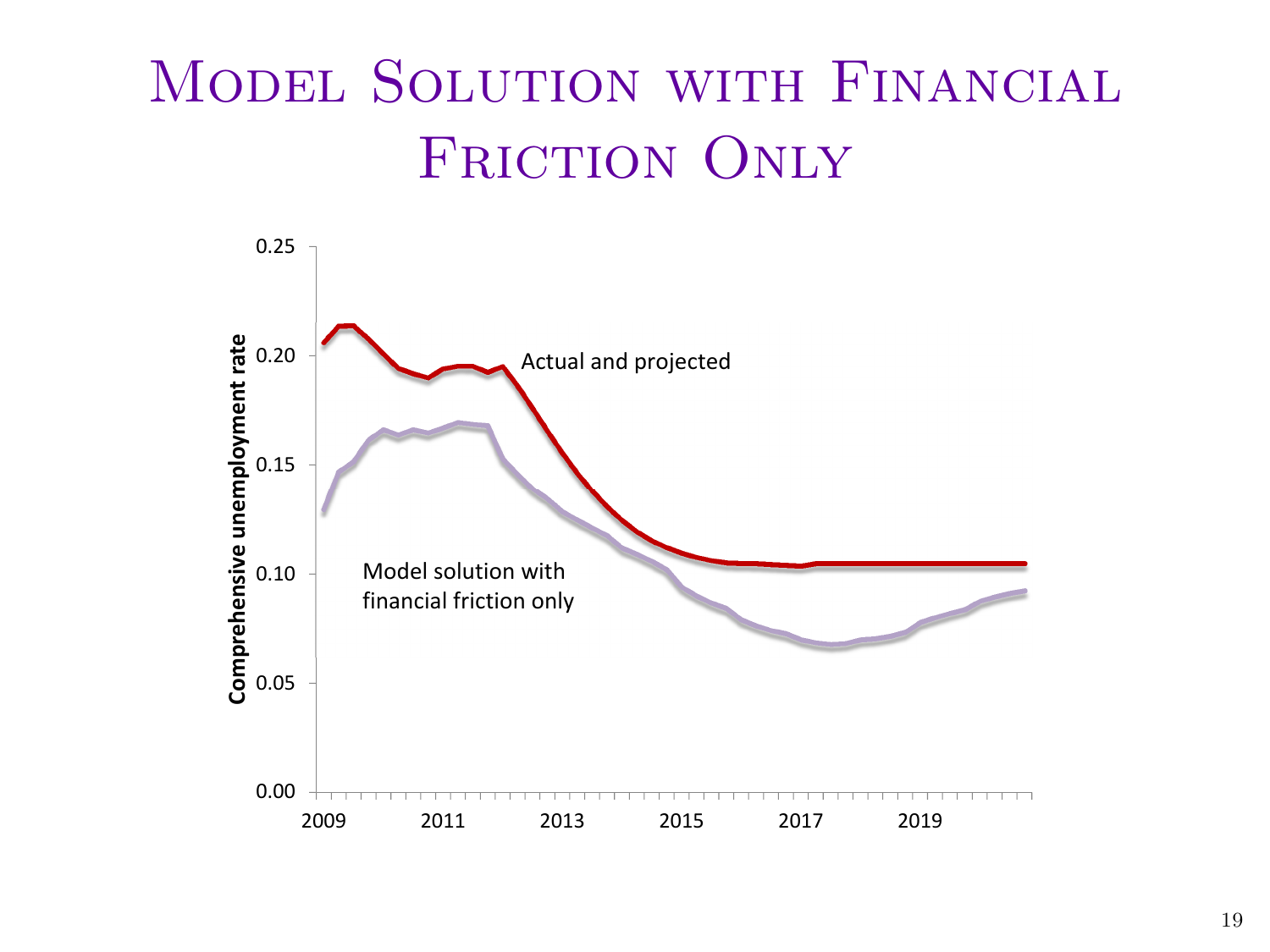# Model Solution with Financial Friction Only

Comprehensive unemployment rate

0.25

0.20

0.15

0.10

0.05

0.00

2009 2011 2013 2015 2017 2019

Actual and projected

Model solution with financial friction only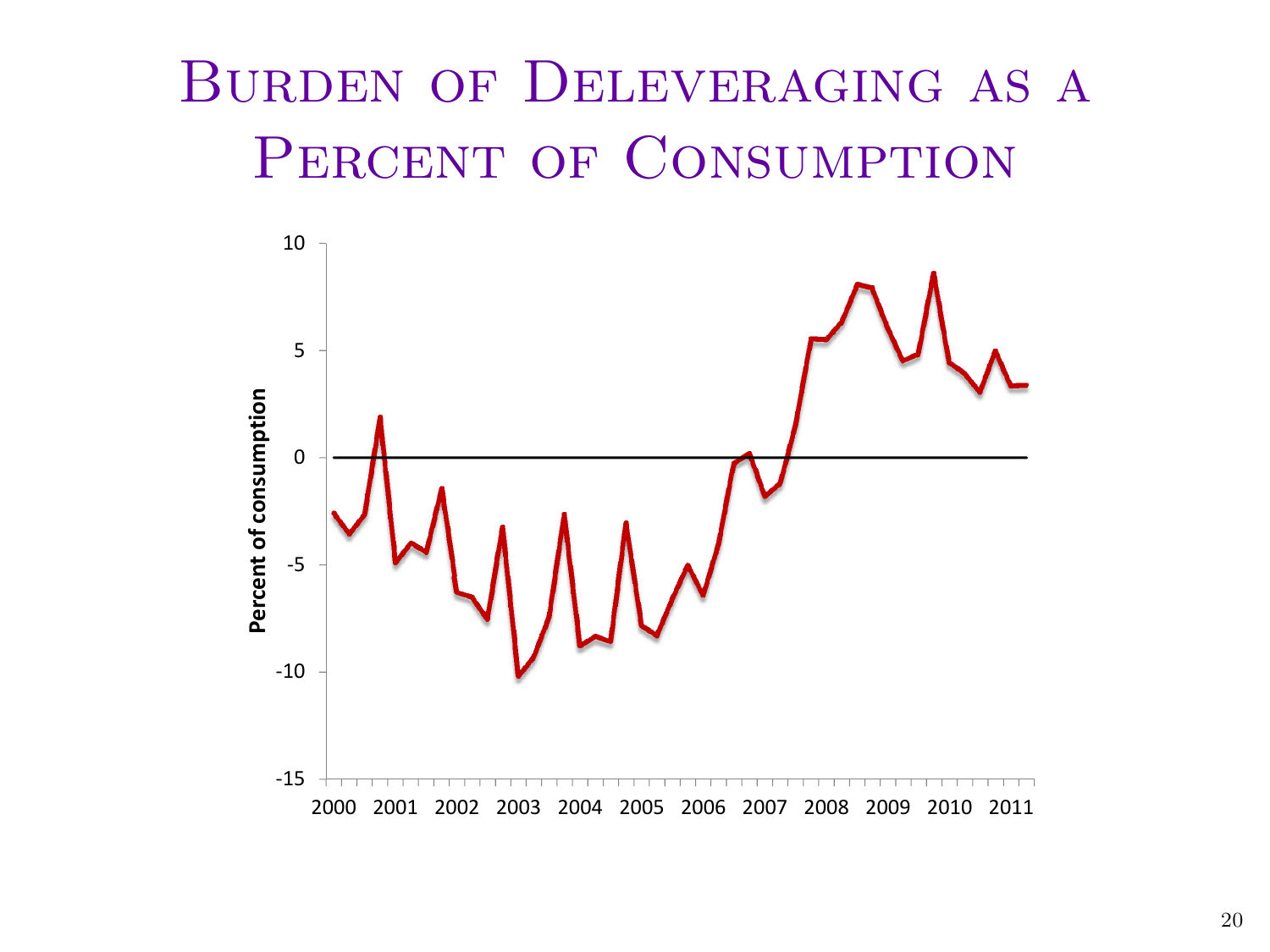# Burden of Deleveraging as a Percent of Consumption

Percent of consumption

10
5
0
-5
-10
-15

2000 2001 2002 2003 2004 2005 2006 2007 2008 2009 2010 2011